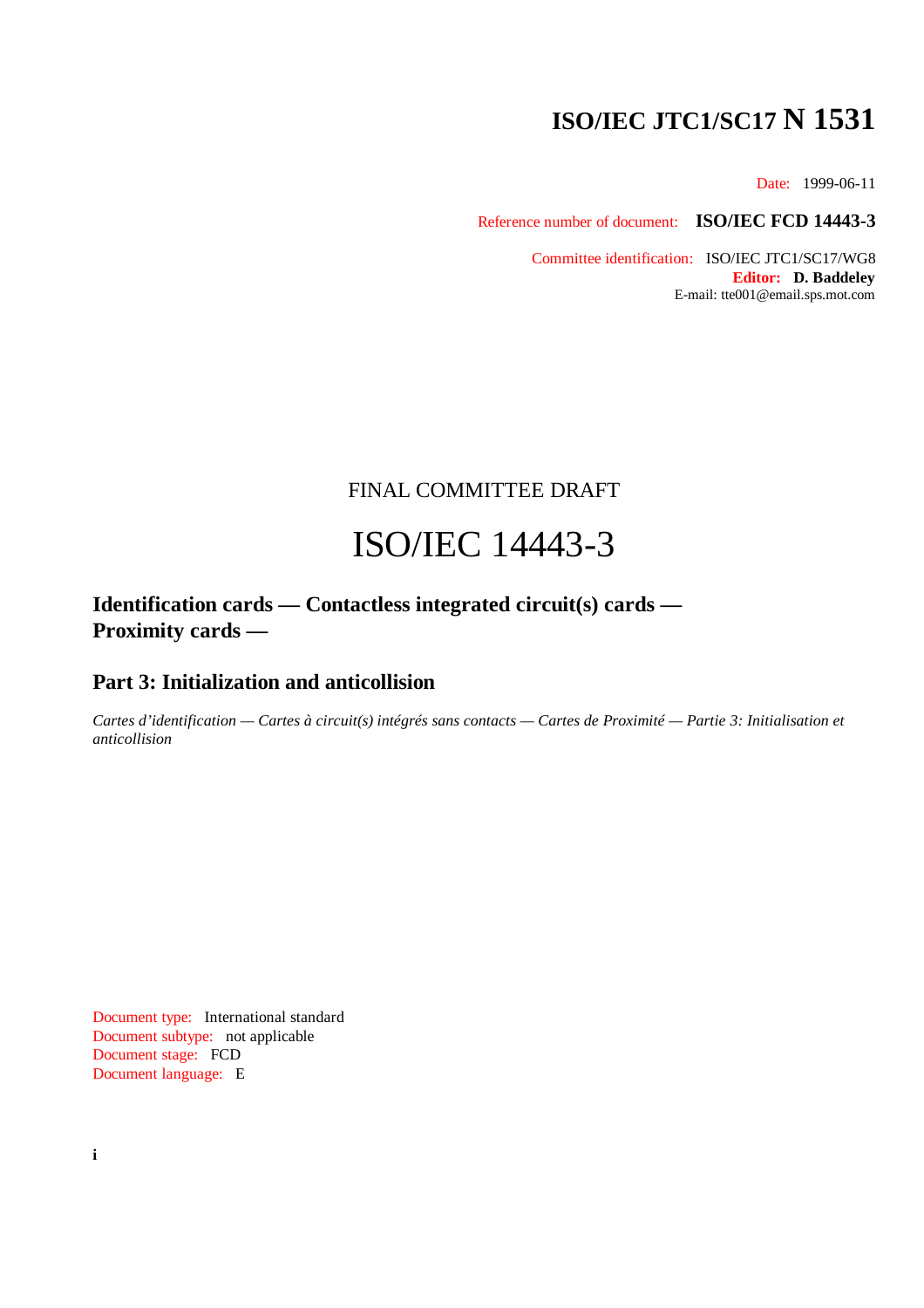# ISO/IEC JTC1/SC17 N 1531

Date: 1999-06-11

Reference number of document: **ISO/IEC FCD 14443-3**

Committee identification: ISO/IEC JTC1/SC17/WG8
**Editor: D. Baddeley**
E-mail: tte001@email.sps.mot.com

FINAL COMMITTEE DRAFT

# ISO/IEC 14443-3

## Identification cards — Contactless integrated circuit(s) cards — Proximity cards —

## Part 3: Initialization and anticollision

*Cartes d'identification — Cartes à circuit(s) intégrés sans contacts — Cartes de Proximité — Partie 3: Initialisation et anticollision*

Document type: International standard
Document subtype: not applicable
Document stage: FCD
Document language: E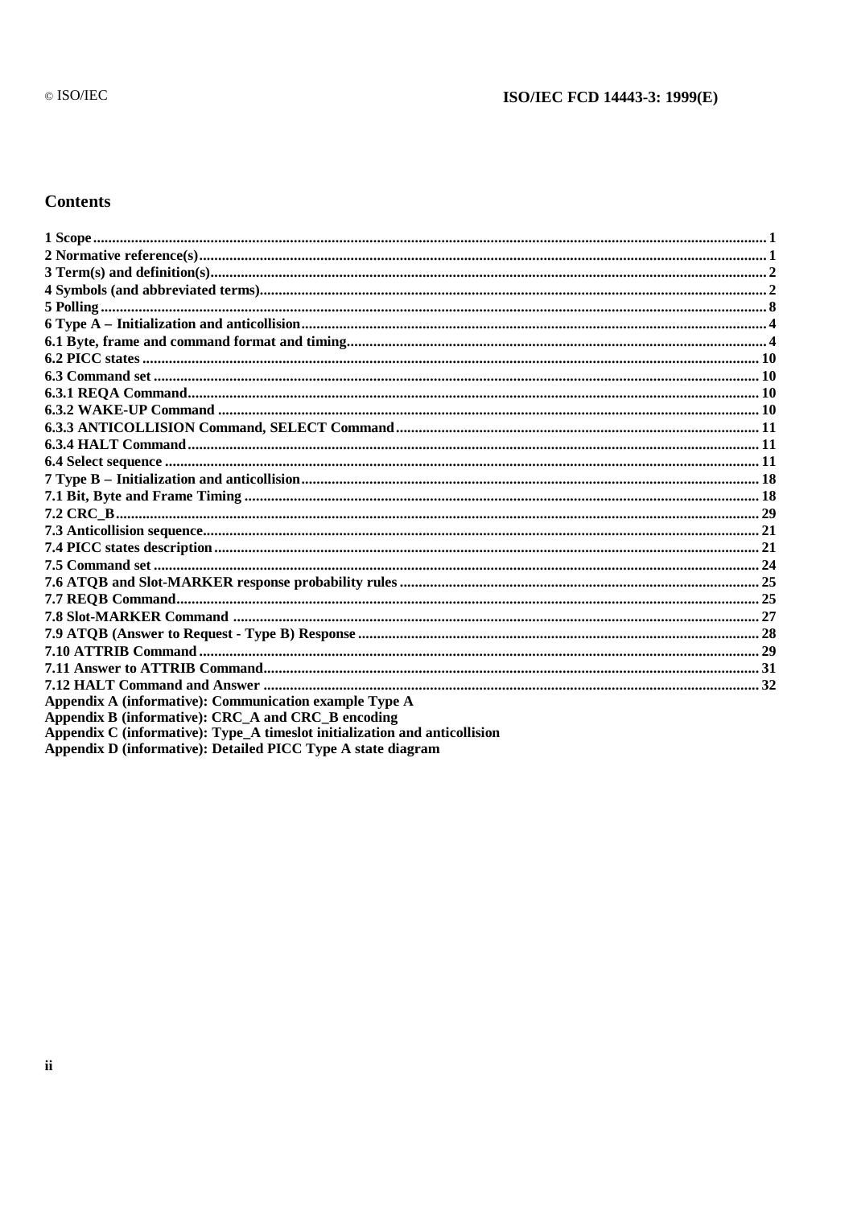# Contents

1 Scope ........ 1
2 Normative reference(s) ........ 1
3 Term(s) and definition(s) ........ 2
4 Symbols (and abbreviated terms) ........ 2
5 Polling ........ 8
6 Type A – Initialization and anticollision ........ 4
6.1 Byte, frame and command format and timing ........ 4
6.2 PICC states ........ 10
6.3 Command set ........ 10
6.3.1 REQA Command ........ 10
6.3.2 WAKE-UP Command ........ 10
6.3.3 ANTICOLLISION Command, SELECT Command ........ 11
6.3.4 HALT Command ........ 11
6.4 Select sequence ........ 11
7 Type B – Initialization and anticollision ........ 18
7.1 Bit, Byte and Frame Timing ........ 18
7.2 CRC_B ........ 29
7.3 Anticollision sequence ........ 21
7.4 PICC states description ........ 21
7.5 Command set ........ 24
7.6 ATQB and Slot-MARKER response probability rules ........ 25
7.7 REQB Command ........ 25
7.8 Slot-MARKER Command ........ 27
7.9 ATQB (Answer to Request - Type B) Response ........ 28
7.10 ATTRIB Command ........ 29
7.11 Answer to ATTRIB Command ........ 31
7.12 HALT Command and Answer ........ 32
Appendix A (informative): Communication example Type A
Appendix B (informative): CRC_A and CRC_B encoding
Appendix C (informative): Type_A timeslot initialization and anticollision
Appendix D (informative): Detailed PICC Type A state diagram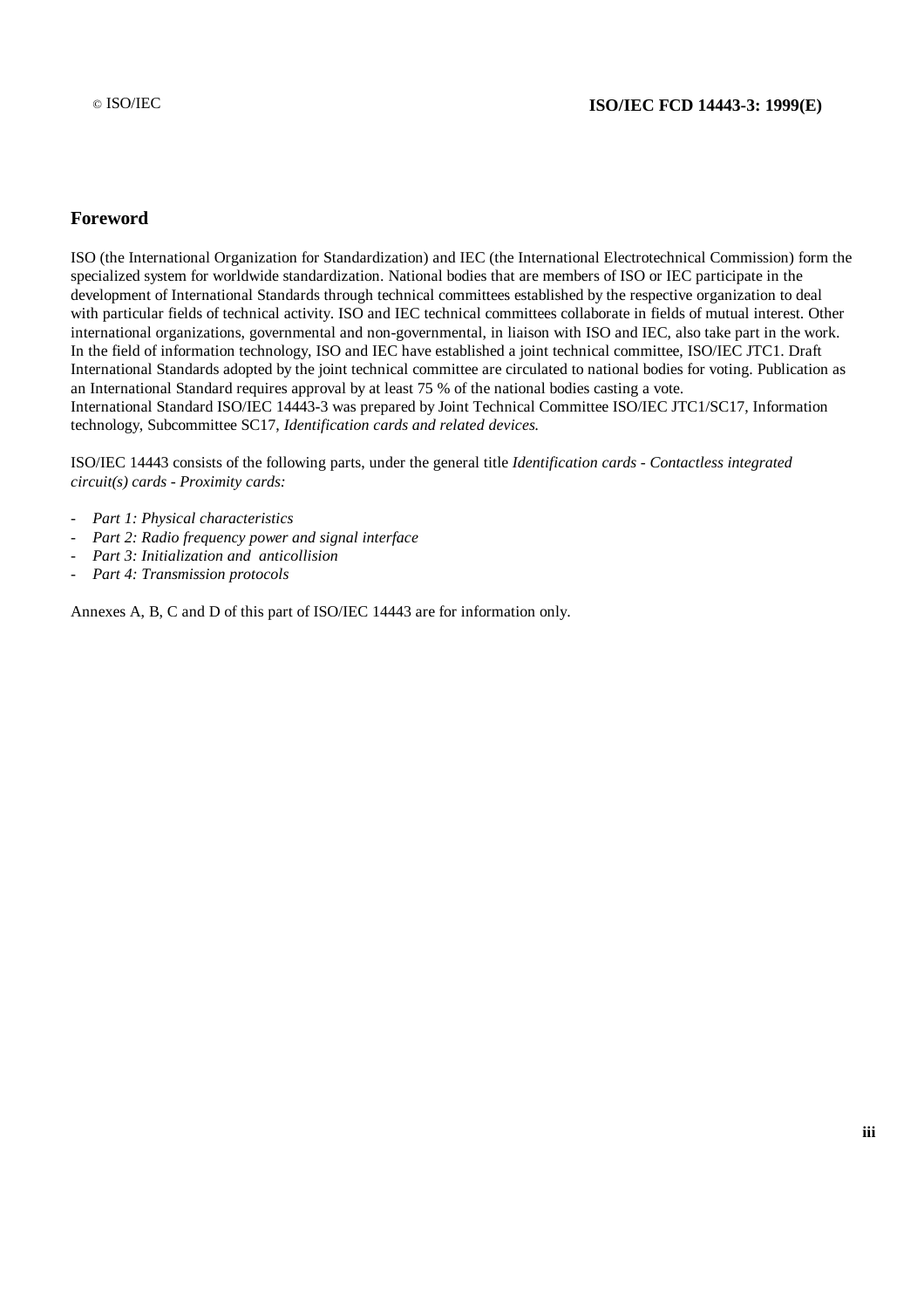## Foreword

ISO (the International Organization for Standardization) and IEC (the International Electrotechnical Commission) form the specialized system for worldwide standardization. National bodies that are members of ISO or IEC participate in the development of International Standards through technical committees established by the respective organization to deal with particular fields of technical activity. ISO and IEC technical committees collaborate in fields of mutual interest. Other international organizations, governmental and non-governmental, in liaison with ISO and IEC, also take part in the work. In the field of information technology, ISO and IEC have established a joint technical committee, ISO/IEC JTC1. Draft International Standards adopted by the joint technical committee are circulated to national bodies for voting. Publication as an International Standard requires approval by at least 75 % of the national bodies casting a vote.
International Standard ISO/IEC 14443-3 was prepared by Joint Technical Committee ISO/IEC JTC1/SC17, Information technology, Subcommittee SC17, *Identification cards and related devices.*

ISO/IEC 14443 consists of the following parts, under the general title *Identification cards - Contactless integrated circuit(s) cards - Proximity cards:*

- *Part 1: Physical characteristics*
- *Part 2: Radio frequency power and signal interface*
- *Part 3: Initialization and anticollision*
- *Part 4: Transmission protocols*

Annexes A, B, C and D of this part of ISO/IEC 14443 are for information only.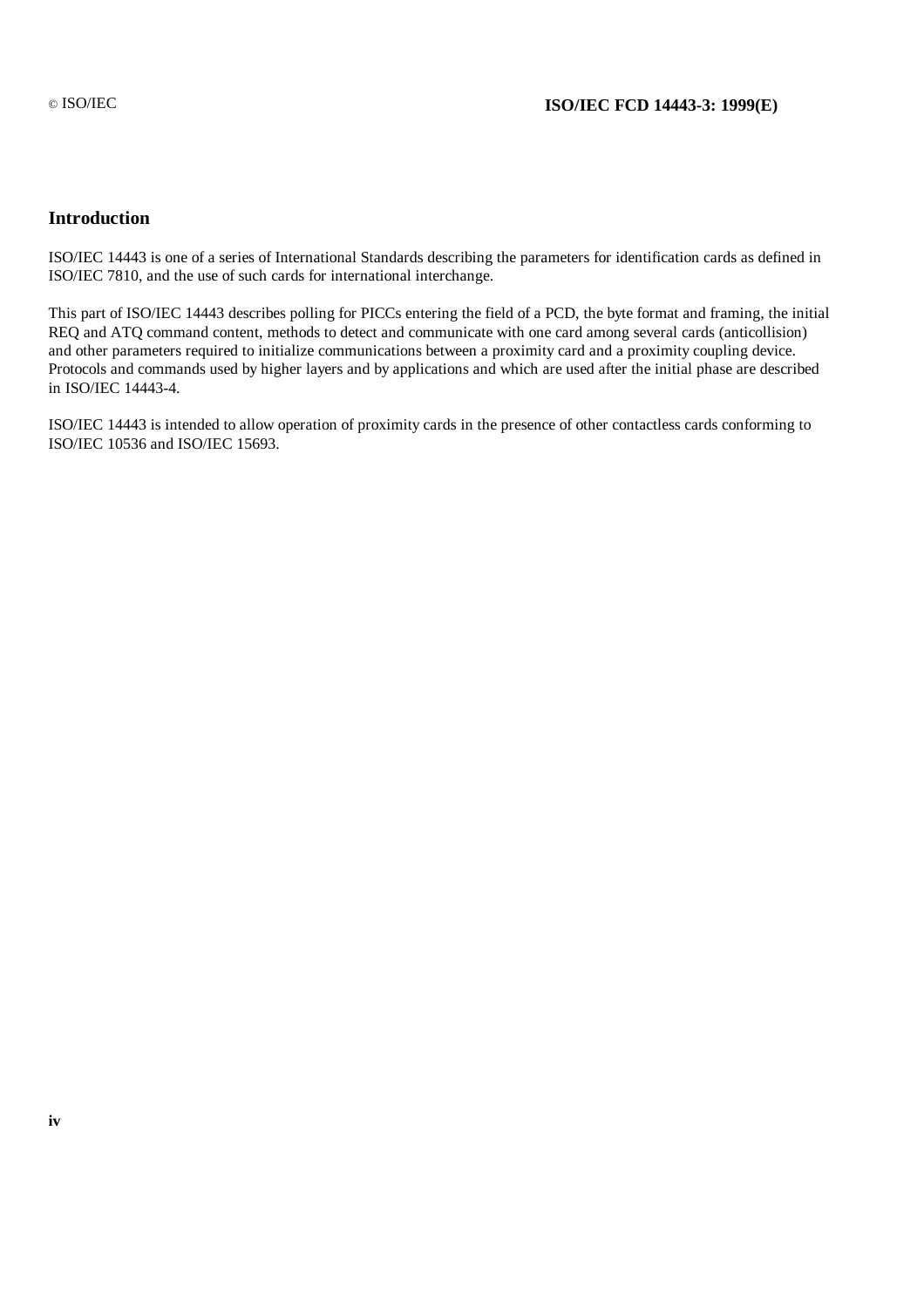## Introduction

ISO/IEC 14443 is one of a series of International Standards describing the parameters for identification cards as defined in ISO/IEC 7810, and the use of such cards for international interchange.

This part of ISO/IEC 14443 describes polling for PICCs entering the field of a PCD, the byte format and framing, the initial REQ and ATQ command content, methods to detect and communicate with one card among several cards (anticollision) and other parameters required to initialize communications between a proximity card and a proximity coupling device. Protocols and commands used by higher layers and by applications and which are used after the initial phase are described in ISO/IEC 14443-4.

ISO/IEC 14443 is intended to allow operation of proximity cards in the presence of other contactless cards conforming to ISO/IEC 10536 and ISO/IEC 15693.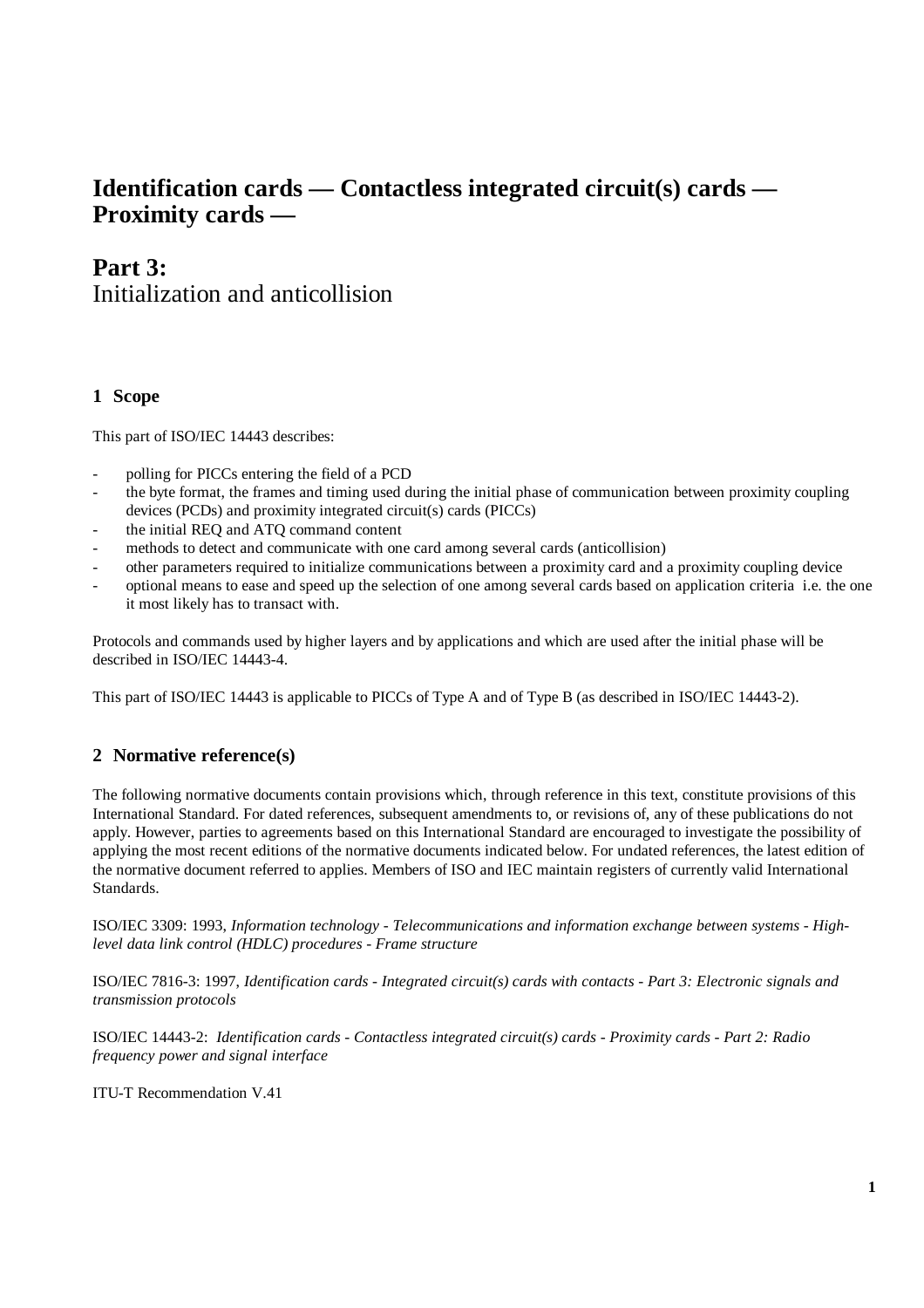# Identification cards — Contactless integrated circuit(s) cards — Proximity cards —

# Part 3:
Initialization and anticollision

## 1 Scope

This part of ISO/IEC 14443 describes:

- polling for PICCs entering the field of a PCD
- the byte format, the frames and timing used during the initial phase of communication between proximity coupling devices (PCDs) and proximity integrated circuit(s) cards (PICCs)
- the initial REQ and ATQ command content
- methods to detect and communicate with one card among several cards (anticollision)
- other parameters required to initialize communications between a proximity card and a proximity coupling device
- optional means to ease and speed up the selection of one among several cards based on application criteria i.e. the one it most likely has to transact with.

Protocols and commands used by higher layers and by applications and which are used after the initial phase will be described in ISO/IEC 14443-4.

This part of ISO/IEC 14443 is applicable to PICCs of Type A and of Type B (as described in ISO/IEC 14443-2).

## 2 Normative reference(s)

The following normative documents contain provisions which, through reference in this text, constitute provisions of this International Standard. For dated references, subsequent amendments to, or revisions of, any of these publications do not apply. However, parties to agreements based on this International Standard are encouraged to investigate the possibility of applying the most recent editions of the normative documents indicated below. For undated references, the latest edition of the normative document referred to applies. Members of ISO and IEC maintain registers of currently valid International Standards.

ISO/IEC 3309: 1993, *Information technology - Telecommunications and information exchange between systems - High-level data link control (HDLC) procedures - Frame structure*

ISO/IEC 7816-3: 1997, *Identification cards - Integrated circuit(s) cards with contacts - Part 3: Electronic signals and transmission protocols*

ISO/IEC 14443-2: *Identification cards - Contactless integrated circuit(s) cards - Proximity cards - Part 2: Radio frequency power and signal interface*

ITU-T Recommendation V.41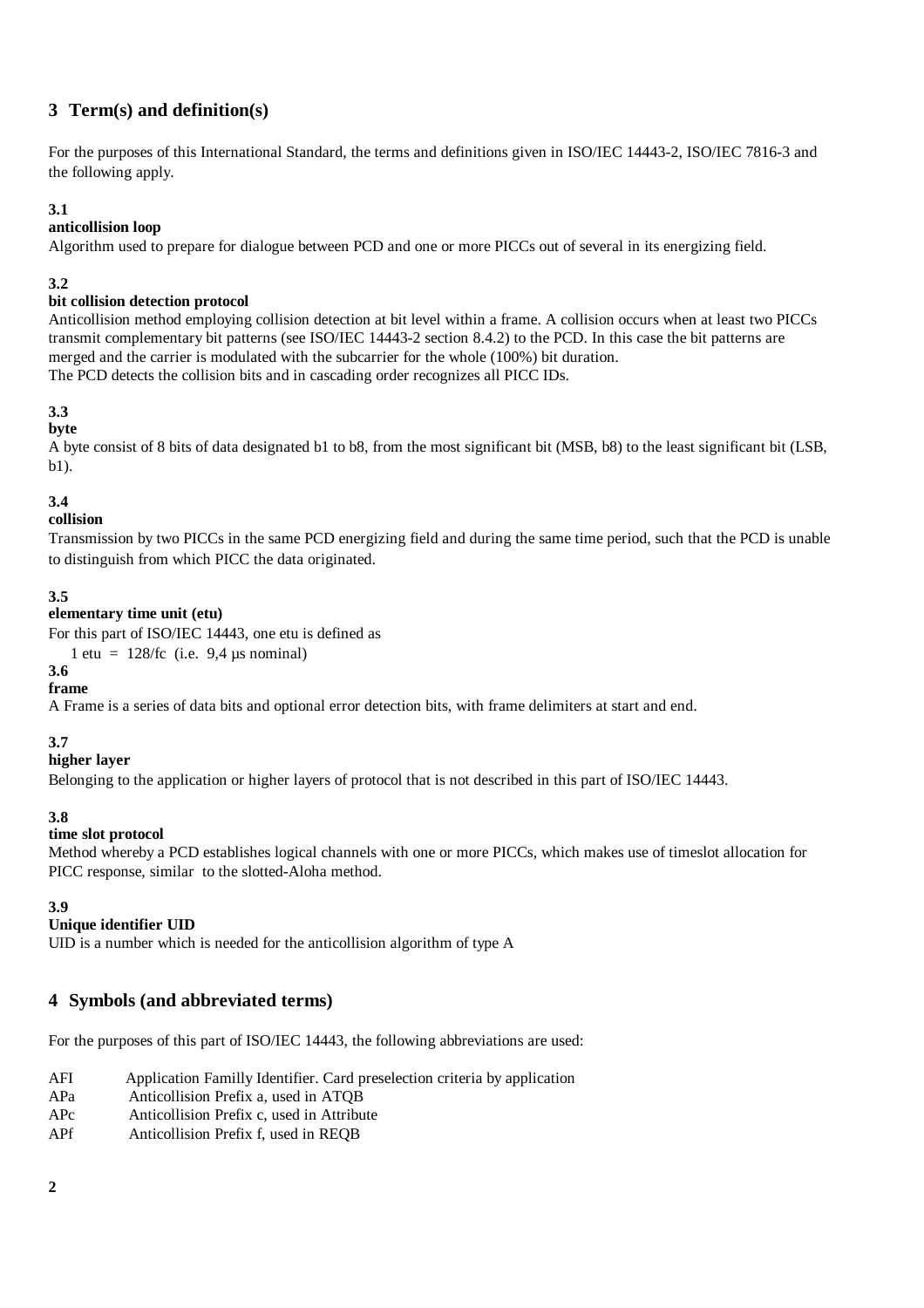# 3 Term(s) and definition(s)

For the purposes of this International Standard, the terms and definitions given in ISO/IEC 14443-2, ISO/IEC 7816-3 and the following apply.

**3.1**

**anticollision loop**

Algorithm used to prepare for dialogue between PCD and one or more PICCs out of several in its energizing field.

**3.2**

**bit collision detection protocol**

Anticollision method employing collision detection at bit level within a frame. A collision occurs when at least two PICCs transmit complementary bit patterns (see ISO/IEC 14443-2 section 8.4.2) to the PCD. In this case the bit patterns are merged and the carrier is modulated with the subcarrier for the whole (100%) bit duration.
The PCD detects the collision bits and in cascading order recognizes all PICC IDs.

**3.3**

**byte**

A byte consist of 8 bits of data designated b1 to b8, from the most significant bit (MSB, b8) to the least significant bit (LSB, b1).

**3.4**

**collision**

Transmission by two PICCs in the same PCD energizing field and during the same time period, such that the PCD is unable to distinguish from which PICC the data originated.

**3.5**

**elementary time unit (etu)**

For this part of ISO/IEC 14443, one etu is defined as

1 etu = 128/fc (i.e. 9,4 µs nominal)

**3.6**

**frame**

A Frame is a series of data bits and optional error detection bits, with frame delimiters at start and end.

**3.7**

**higher layer**

Belonging to the application or higher layers of protocol that is not described in this part of ISO/IEC 14443.

**3.8**

**time slot protocol**

Method whereby a PCD establishes logical channels with one or more PICCs, which makes use of timeslot allocation for PICC response, similar to the slotted-Aloha method.

**3.9**

**Unique identifier UID**

UID is a number which is needed for the anticollision algorithm of type A

# 4 Symbols (and abbreviated terms)

For the purposes of this part of ISO/IEC 14443, the following abbreviations are used:

| | |
|---|---|
| AFI | Application Familly Identifier. Card preselection criteria by application |
| APa | Anticollision Prefix a, used in ATQB |
| APc | Anticollision Prefix c, used in Attribute |
| APf | Anticollision Prefix f, used in REQB |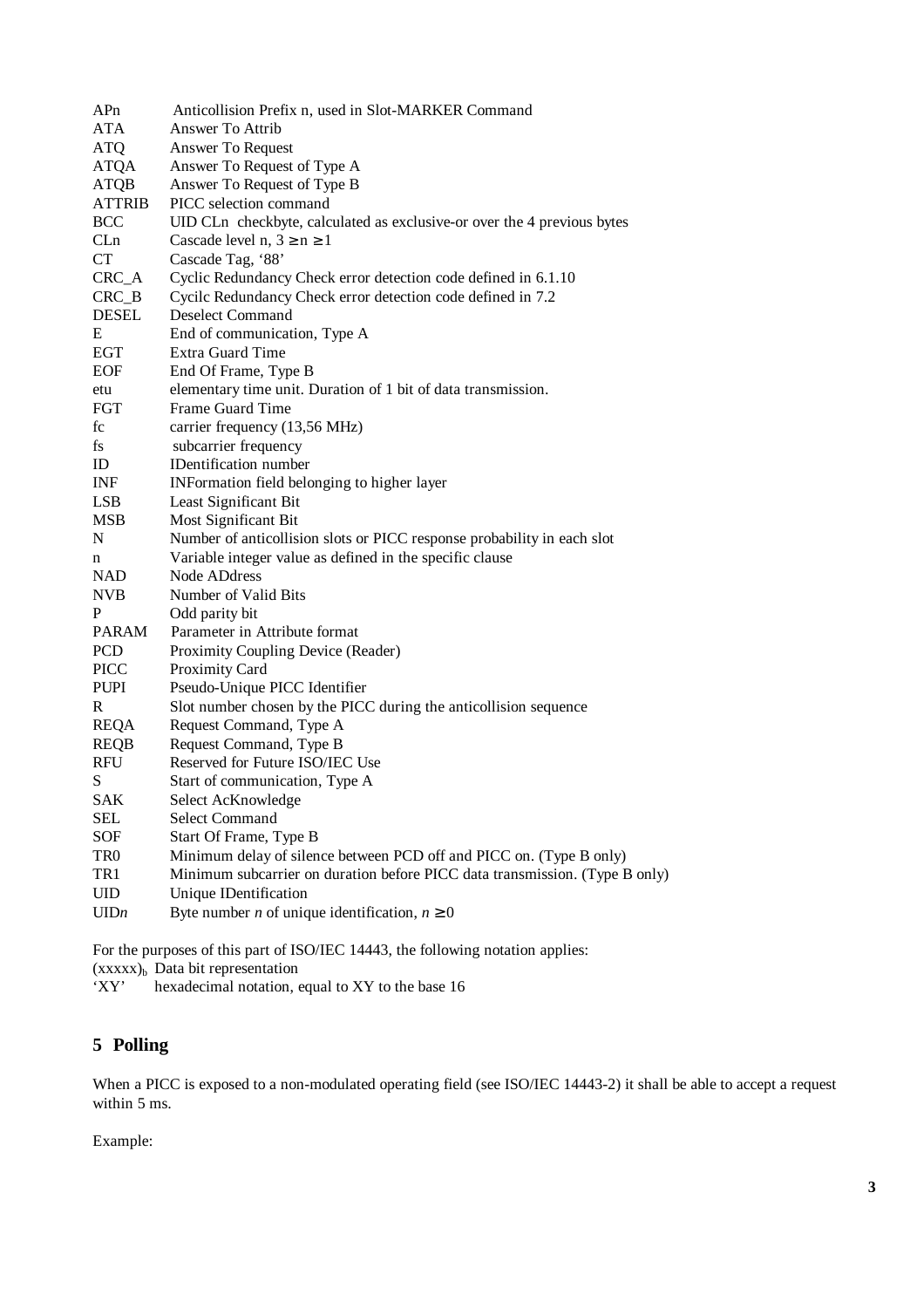| | |
|---|---|
| APn | Anticollision Prefix n, used in Slot-MARKER Command |
| ATA | Answer To Attrib |
| ATQ | Answer To Request |
| ATQA | Answer To Request of Type A |
| ATQB | Answer To Request of Type B |
| ATTRIB | PICC selection command |
| BCC | UID CLn checkbyte, calculated as exclusive-or over the 4 previous bytes |
| CLn | Cascade level n, $3 \geq n \geq 1$ |
| CT | Cascade Tag, '88' |
| CRC_A | Cyclic Redundancy Check error detection code defined in 6.1.10 |
| CRC_B | Cycilc Redundancy Check error detection code defined in 7.2 |
| DESEL | Deselect Command |
| E | End of communication, Type A |
| EGT | Extra Guard Time |
| EOF | End Of Frame, Type B |
| etu | elementary time unit. Duration of 1 bit of data transmission. |
| FGT | Frame Guard Time |
| fc | carrier frequency (13,56 MHz) |
| fs | subcarrier frequency |
| ID | IDentification number |
| INF | INFormation field belonging to higher layer |
| LSB | Least Significant Bit |
| MSB | Most Significant Bit |
| N | Number of anticollision slots or PICC response probability in each slot |
| n | Variable integer value as defined in the specific clause |
| NAD | Node ADdress |
| NVB | Number of Valid Bits |
| P | Odd parity bit |
| PARAM | Parameter in Attribute format |
| PCD | Proximity Coupling Device (Reader) |
| PICC | Proximity Card |
| PUPI | Pseudo-Unique PICC Identifier |
| R | Slot number chosen by the PICC during the anticollision sequence |
| REQA | Request Command, Type A |
| REQB | Request Command, Type B |
| RFU | Reserved for Future ISO/IEC Use |
| S | Start of communication, Type A |
| SAK | Select AcKnowledge |
| SEL | Select Command |
| SOF | Start Of Frame, Type B |
| TR0 | Minimum delay of silence between PCD off and PICC on. (Type B only) |
| TR1 | Minimum subcarrier on duration before PICC data transmission. (Type B only) |
| UID | Unique IDentification |
| UID*n* | Byte number *n* of unique identification, $n \geq 0$ |

For the purposes of this part of ISO/IEC 14443, the following notation applies:

$(xxxxx)_b$ Data bit representation

'XY' hexadecimal notation, equal to XY to the base 16

## 5 Polling

When a PICC is exposed to a non-modulated operating field (see ISO/IEC 14443-2) it shall be able to accept a request within 5 ms.

Example: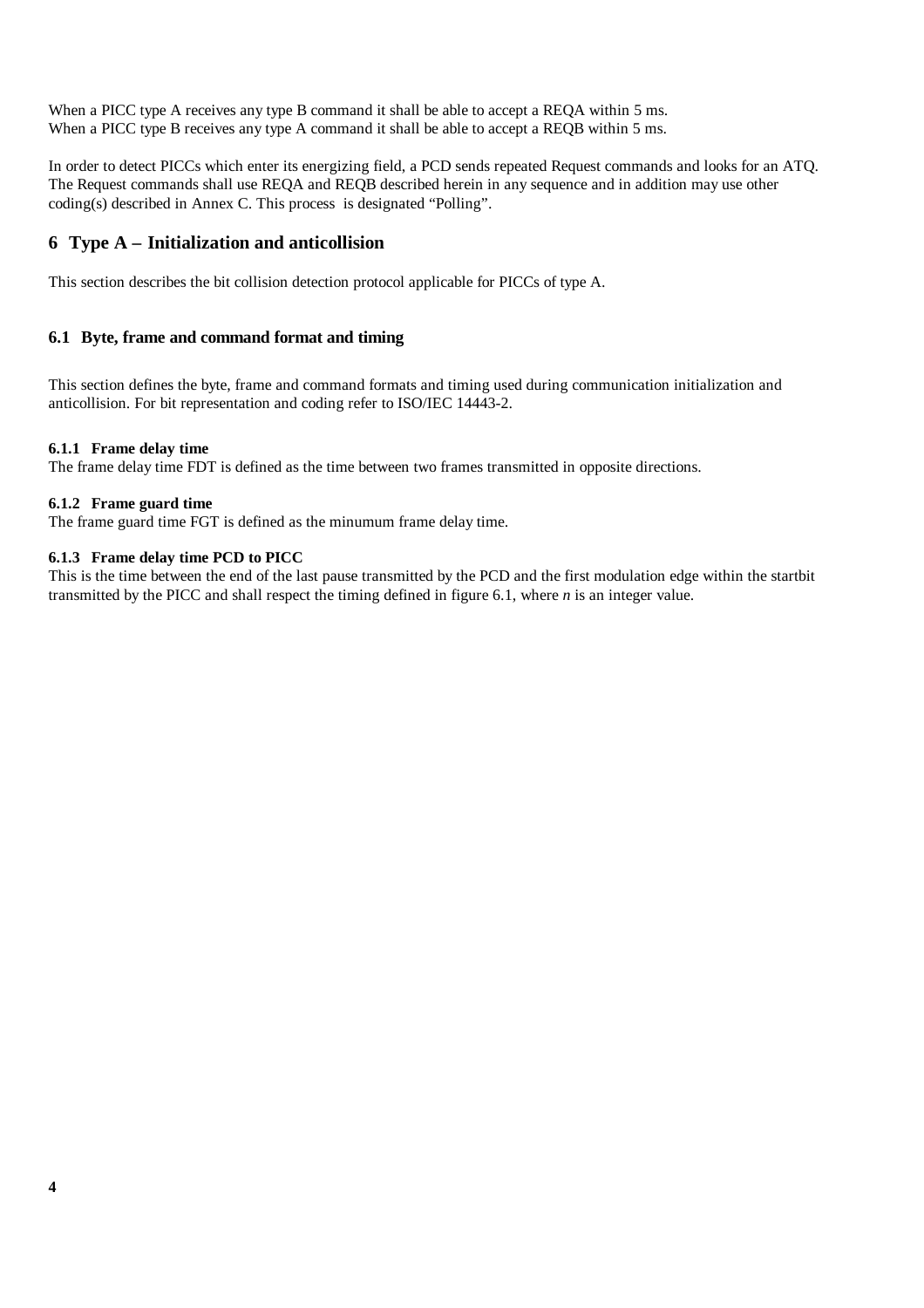When a PICC type A receives any type B command it shall be able to accept a REQA within 5 ms.
When a PICC type B receives any type A command it shall be able to accept a REQB within 5 ms.

In order to detect PICCs which enter its energizing field, a PCD sends repeated Request commands and looks for an ATQ. The Request commands shall use REQA and REQB described herein in any sequence and in addition may use other coding(s) described in Annex C. This process is designated “Polling”.

# 6 Type A – Initialization and anticollision

This section describes the bit collision detection protocol applicable for PICCs of type A.

## 6.1 Byte, frame and command format and timing

This section defines the byte, frame and command formats and timing used during communication initialization and anticollision. For bit representation and coding refer to ISO/IEC 14443-2.

### 6.1.1 Frame delay time

The frame delay time FDT is defined as the time between two frames transmitted in opposite directions.

### 6.1.2 Frame guard time

The frame guard time FGT is defined as the minumum frame delay time.

### 6.1.3 Frame delay time PCD to PICC

This is the time between the end of the last pause transmitted by the PCD and the first modulation edge within the startbit transmitted by the PICC and shall respect the timing defined in figure 6.1, where $n$ is an integer value.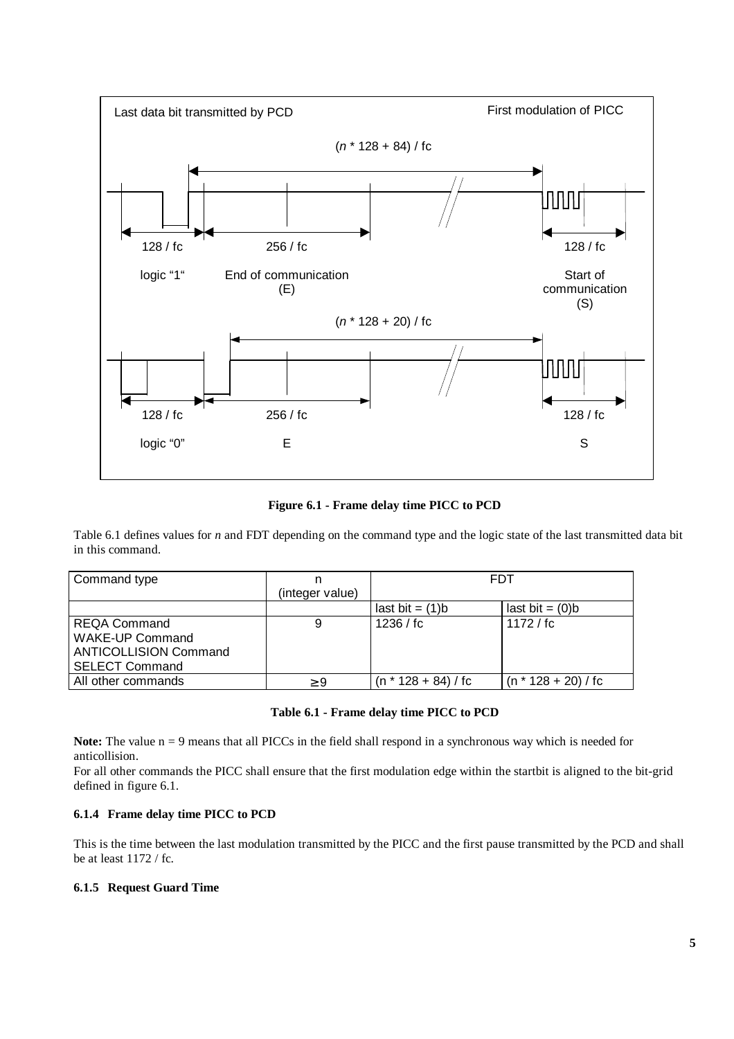**Figure 6.1 - Frame delay time PICC to PCD**

Table 6.1 defines values for *n* and FDT depending on the command type and the logic state of the last transmitted data bit in this command.

| Command type | n (integer value) | FDT | |
|---|---|---|---|
| | | last bit = (1)b | last bit = (0)b |
| REQA Command<br>WAKE-UP Command<br>ANTICOLLISION Command<br>SELECT Command | 9 | 1236 / fc | 1172 / fc |
| All other commands | ≥ 9 | (n * 128 + 84) / fc | (n * 128 + 20) / fc |

**Table 6.1 - Frame delay time PICC to PCD**

**Note:** The value n = 9 means that all PICCs in the field shall respond in a synchronous way which is needed for anticollision.
For all other commands the PICC shall ensure that the first modulation edge within the startbit is aligned to the bit-grid defined in figure 6.1.

### 6.1.4 Frame delay time PICC to PCD

This is the time between the last modulation transmitted by the PICC and the first pause transmitted by the PCD and shall be at least 1172 / fc.

### 6.1.5 Request Guard Time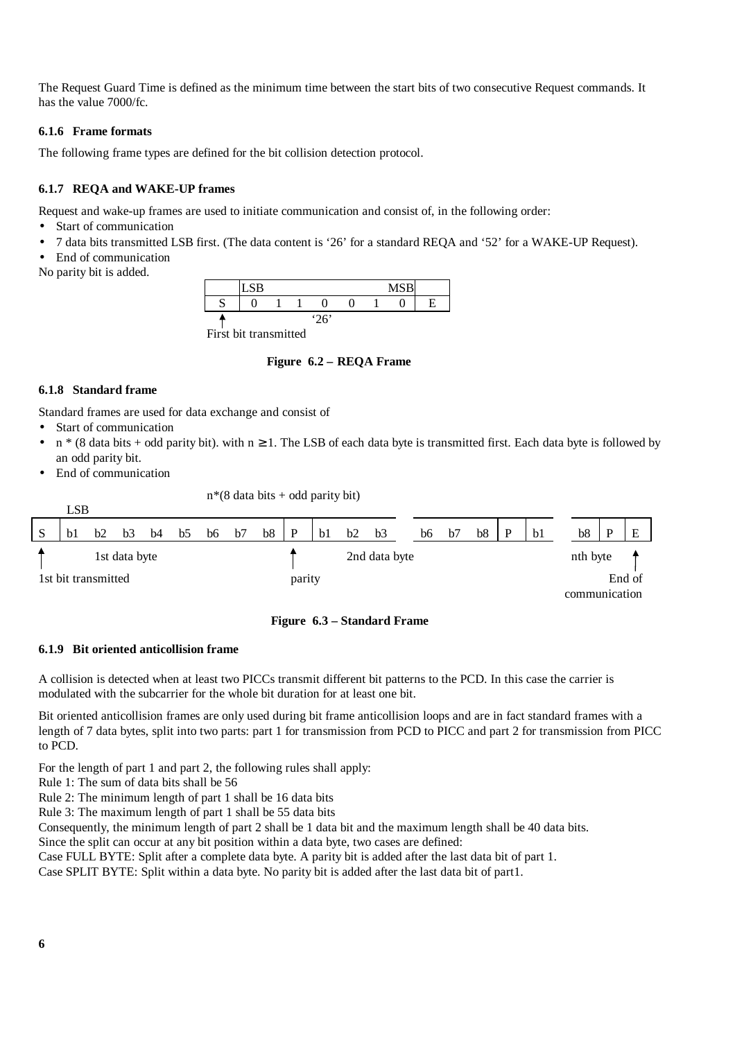The Request Guard Time is defined as the minimum time between the start bits of two consecutive Request commands. It has the value 7000/fc.

### 6.1.6 Frame formats

The following frame types are defined for the bit collision detection protocol.

### 6.1.7 REQA and WAKE-UP frames

Request and wake-up frames are used to initiate communication and consist of, in the following order:

- Start of communication
- 7 data bits transmitted LSB first. (The data content is '26' for a standard REQA and '52' for a WAKE-UP Request).
- End of communication

No parity bit is added.

| | LSB | | | | | | MSB | |
|---|---|---|---|---|---|---|---|---|
| S | 0 | 1 | 1 | 0 | 0 | 1 | 0 | E |
| | | | | '26' | | | | |

First bit transmitted

**Figure 6.2 – REQA Frame**

### 6.1.8 Standard frame

Standard frames are used for data exchange and consist of

- Start of communication
- n * (8 data bits + odd parity bit). with $n \geq 1$. The LSB of each data byte is transmitted first. Each data byte is followed by an odd parity bit.
- End of communication

n*(8 data bits + odd parity bit)

| S | b1 (LSB) | b2 | b3 | b4 | b5 | b6 | b7 | b8 | P | b1 | b2 | b3 | ... | b6 | b7 | b8 | P | b1 | ... | b8 | P | E |
|---|---|---|---|---|---|---|---|---|---|---|---|---|---|---|---|---|---|---|---|---|---|---|
| 1st bit transmitted | 1st data byte | | | | | | | | parity | 2nd data byte | | | | | | | | | | nth byte | | End of communication |

**Figure 6.3 – Standard Frame**

### 6.1.9 Bit oriented anticollision frame

A collision is detected when at least two PICCs transmit different bit patterns to the PCD. In this case the carrier is modulated with the subcarrier for the whole bit duration for at least one bit.

Bit oriented anticollision frames are only used during bit frame anticollision loops and are in fact standard frames with a length of 7 data bytes, split into two parts: part 1 for transmission from PCD to PICC and part 2 for transmission from PICC to PCD.

For the length of part 1 and part 2, the following rules shall apply:
Rule 1: The sum of data bits shall be 56
Rule 2: The minimum length of part 1 shall be 16 data bits
Rule 3: The maximum length of part 1 shall be 55 data bits
Consequently, the minimum length of part 2 shall be 1 data bit and the maximum length shall be 40 data bits.
Since the split can occur at any bit position within a data byte, two cases are defined:
Case FULL BYTE: Split after a complete data byte. A parity bit is added after the last data bit of part 1.
Case SPLIT BYTE: Split within a data byte. No parity bit is added after the last data bit of part1.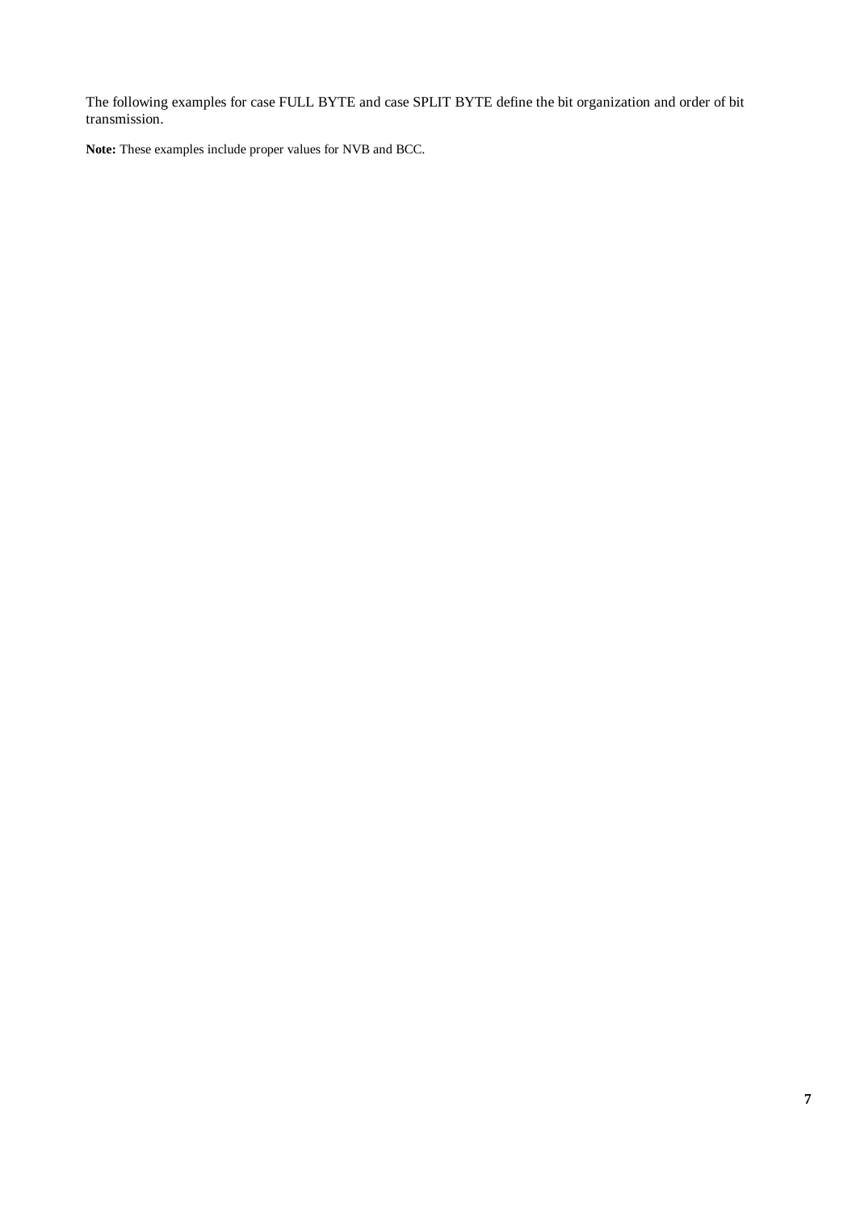The following examples for case FULL BYTE and case SPLIT BYTE define the bit organization and order of bit transmission.

**Note:** These examples include proper values for NVB and BCC.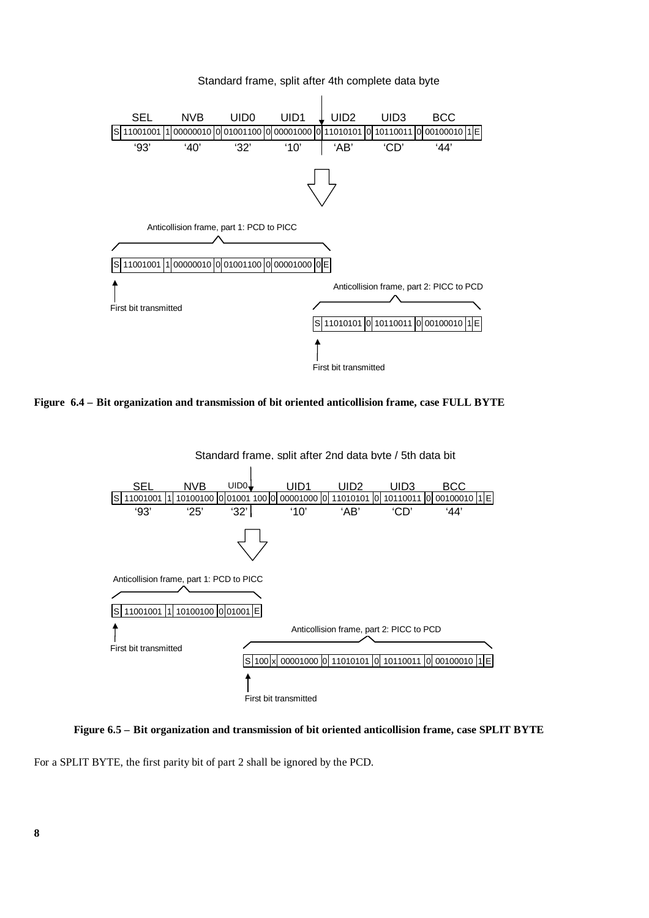Standard frame, split after 4th complete data byte

| | SEL | | NVB | | UID0 | | UID1 | | UID2 | | UID3 | | BCC | | |
|---|---|---|---|---|---|---|---|---|---|---|---|---|---|---|---|
| S | 11001001 | 1 | 00000010 | 0 | 01001100 | 0 | 00001000 | 0 | 11010101 | 0 | 10110011 | 0 | 00100010 | 1 | E |
| | '93' | | '40' | | '32' | | '10' | | 'AB' | | 'CD' | | '44' | | |

Anticollision frame, part 1: PCD to PICC

| S | 11001001 | 1 | 00000010 | 0 | 01001100 | 0 | 00001000 | 0 | E |
|---|---|---|---|---|---|---|---|---|---|

First bit transmitted

Anticollision frame, part 2: PICC to PCD

| S | 11010101 | 0 | 10110011 | 0 | 00100010 | 1 | E |
|---|---|---|---|---|---|---|---|

First bit transmitted

**Figure 6.4 – Bit organization and transmission of bit oriented anticollision frame, case FULL BYTE**

Standard frame, split after 2nd data byte / 5th data bit

| | SEL | | NVB | | UID0 | | UID1 | | UID2 | | UID3 | | BCC | | |
|---|---|---|---|---|---|---|---|---|---|---|---|---|---|---|---|
| S | 11001001 | 1 | 10100100 | 0 | 01001 100 | 0 | 00001000 | 0 | 11010101 | 0 | 10110011 | 0 | 00100010 | 1 | E |
| | '93' | | '25' | | '32' | | '10' | | 'AB' | | 'CD' | | '44' | | |

Anticollision frame, part 1: PCD to PICC

| S | 11001001 | 1 | 10100100 | 0 | 01001 | E |
|---|---|---|---|---|---|---|

First bit transmitted

Anticollision frame, part 2: PICC to PCD

| S | 100 | x | 00001000 | 0 | 11010101 | 0 | 10110011 | 0 | 00100010 | 1 | E |
|---|---|---|---|---|---|---|---|---|---|---|---|

First bit transmitted

**Figure 6.5 – Bit organization and transmission of bit oriented anticollision frame, case SPLIT BYTE**

For a SPLIT BYTE, the first parity bit of part 2 shall be ignored by the PCD.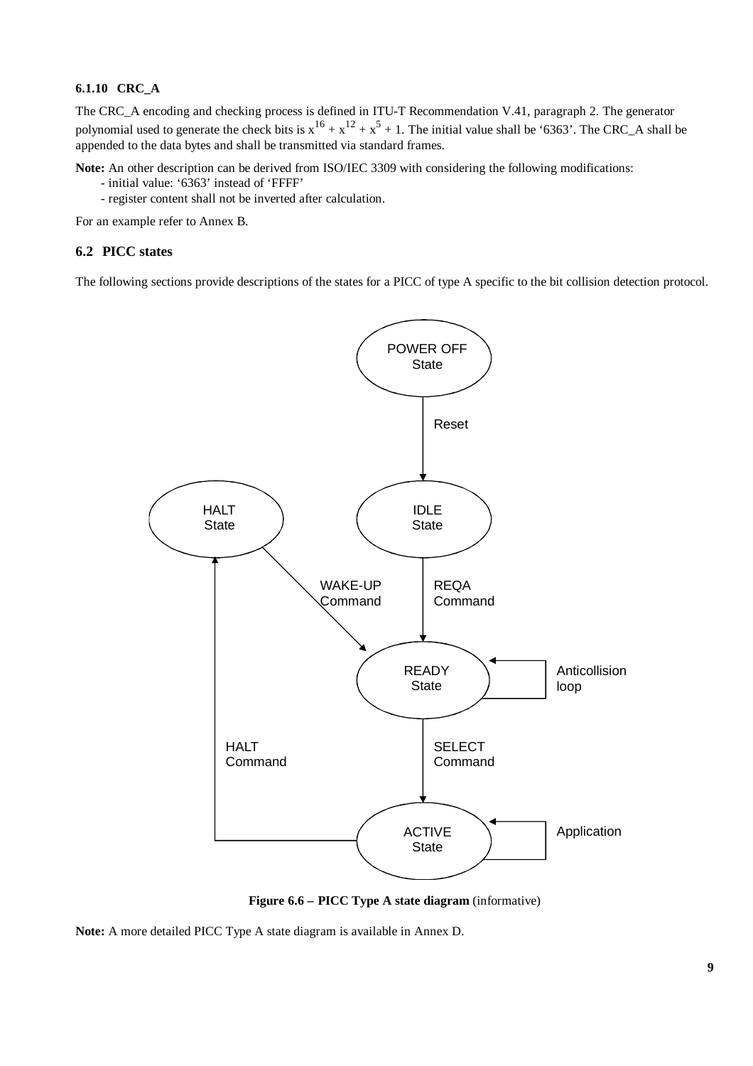#### 6.1.10 CRC_A

The CRC_A encoding and checking process is defined in ITU-T Recommendation V.41, paragraph 2. The generator polynomial used to generate the check bits is $x^{16} + x^{12} + x^5 + 1$. The initial value shall be '6363'. The CRC_A shall be appended to the data bytes and shall be transmitted via standard frames.

**Note:** An other description can be derived from ISO/IEC 3309 with considering the following modifications:

- initial value: '6363' instead of 'FFFF'
- register content shall not be inverted after calculation.

For an example refer to Annex B.

### 6.2 PICC states

The following sections provide descriptions of the states for a PICC of type A specific to the bit collision detection protocol.

**Figure 6.6 – PICC Type A state diagram** (informative)

**Note:** A more detailed PICC Type A state diagram is available in Annex D.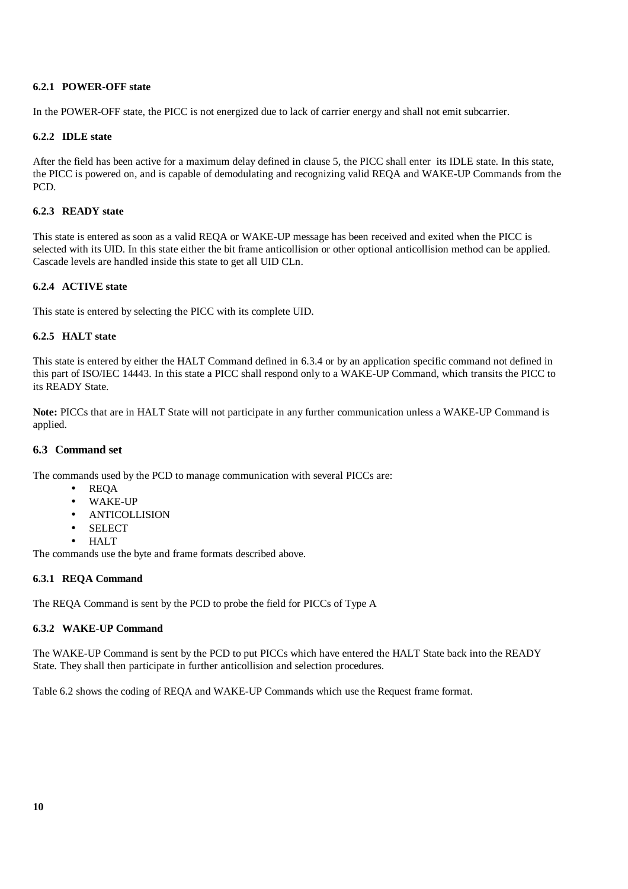#### 6.2.1 POWER-OFF state

In the POWER-OFF state, the PICC is not energized due to lack of carrier energy and shall not emit subcarrier.

#### 6.2.2 IDLE state

After the field has been active for a maximum delay defined in clause 5, the PICC shall enter its IDLE state. In this state, the PICC is powered on, and is capable of demodulating and recognizing valid REQA and WAKE-UP Commands from the PCD.

#### 6.2.3 READY state

This state is entered as soon as a valid REQA or WAKE-UP message has been received and exited when the PICC is selected with its UID. In this state either the bit frame anticollision or other optional anticollision method can be applied. Cascade levels are handled inside this state to get all UID CLn.

#### 6.2.4 ACTIVE state

This state is entered by selecting the PICC with its complete UID.

#### 6.2.5 HALT state

This state is entered by either the HALT Command defined in 6.3.4 or by an application specific command not defined in this part of ISO/IEC 14443. In this state a PICC shall respond only to a WAKE-UP Command, which transits the PICC to its READY State.

**Note:** PICCs that are in HALT State will not participate in any further communication unless a WAKE-UP Command is applied.

### 6.3 Command set

The commands used by the PCD to manage communication with several PICCs are:

- REQA
- WAKE-UP
- ANTICOLLISION
- SELECT
- HALT

The commands use the byte and frame formats described above.

#### 6.3.1 REQA Command

The REQA Command is sent by the PCD to probe the field for PICCs of Type A

#### 6.3.2 WAKE-UP Command

The WAKE-UP Command is sent by the PCD to put PICCs which have entered the HALT State back into the READY State. They shall then participate in further anticollision and selection procedures.

Table 6.2 shows the coding of REQA and WAKE-UP Commands which use the Request frame format.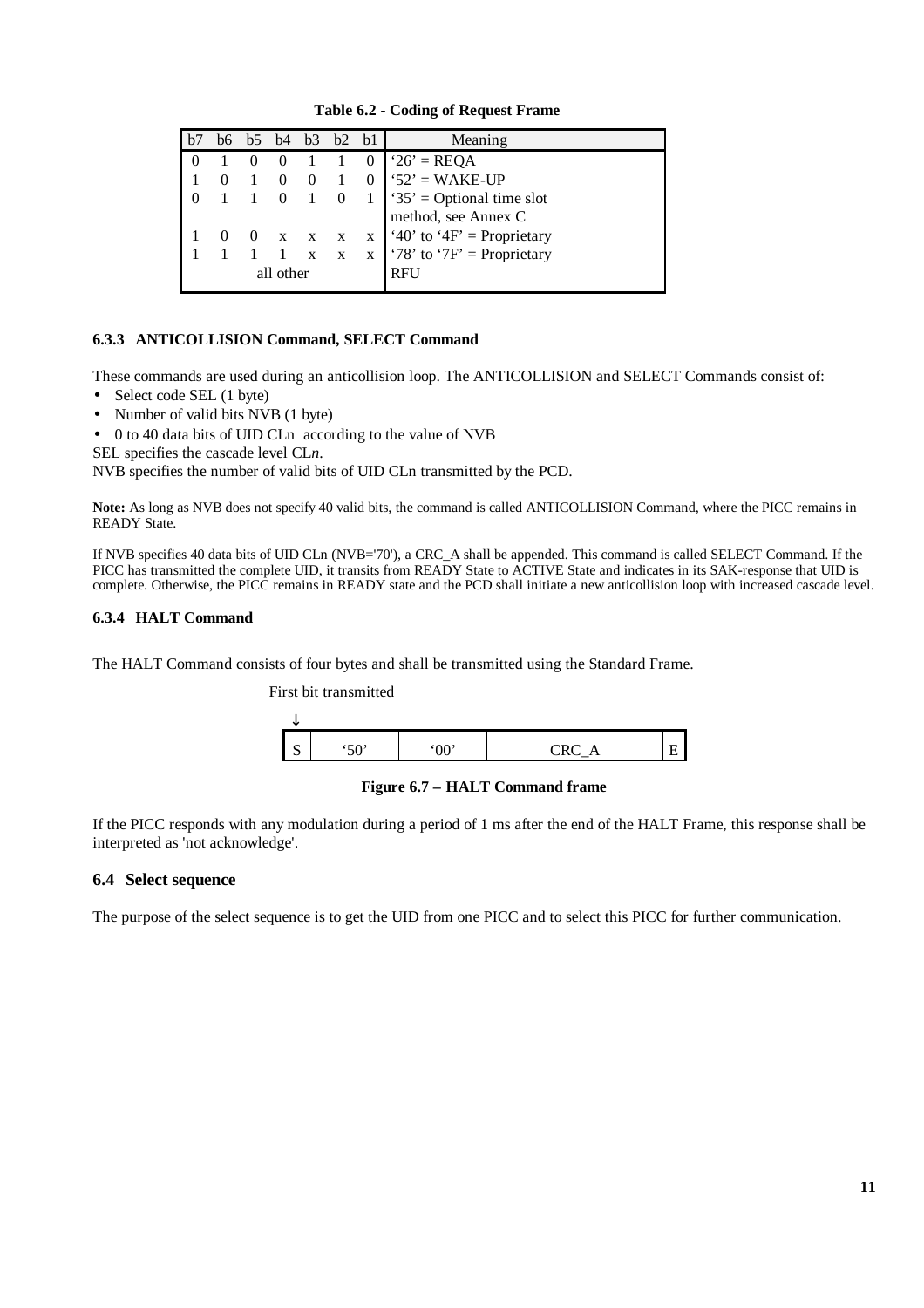**Table 6.2 - Coding of Request Frame**

| b7 | b6 | b5 | b4 | b3 | b2 | b1 | Meaning |
|---|---|---|---|---|---|---|---|
| 0 | 1 | 0 | 0 | 1 | 1 | 0 | '26' = REQA |
| 1 | 0 | 1 | 0 | 0 | 1 | 0 | '52' = WAKE-UP |
| 0 | 1 | 1 | 0 | 1 | 0 | 1 | '35' = Optional time slot method, see Annex C |
| 1 | 0 | 0 | x | x | x | x | '40' to '4F' = Proprietary |
| 1 | 1 | 1 | 1 | x | x | x | '78' to '7F' = Proprietary |
| all other | | | | | | | RFU |

### 6.3.3 ANTICOLLISION Command, SELECT Command

These commands are used during an anticollision loop. The ANTICOLLISION and SELECT Commands consist of:

- Select code SEL (1 byte)
- Number of valid bits NVB (1 byte)
- 0 to 40 data bits of UID CLn according to the value of NVB

SEL specifies the cascade level CL*n*.

NVB specifies the number of valid bits of UID CLn transmitted by the PCD.

**Note:** As long as NVB does not specify 40 valid bits, the command is called ANTICOLLISION Command, where the PICC remains in READY State.

If NVB specifies 40 data bits of UID CLn (NVB='70'), a CRC_A shall be appended. This command is called SELECT Command. If the PICC has transmitted the complete UID, it transits from READY State to ACTIVE State and indicates in its SAK-response that UID is complete. Otherwise, the PICC remains in READY state and the PCD shall initiate a new anticollision loop with increased cascade level.

### 6.3.4 HALT Command

The HALT Command consists of four bytes and shall be transmitted using the Standard Frame.

First bit transmitted

↓

| S | '50' | '00' | CRC_A | E |
|---|---|---|---|---|

**Figure 6.7 – HALT Command frame**

If the PICC responds with any modulation during a period of 1 ms after the end of the HALT Frame, this response shall be interpreted as 'not acknowledge'.

## 6.4 Select sequence

The purpose of the select sequence is to get the UID from one PICC and to select this PICC for further communication.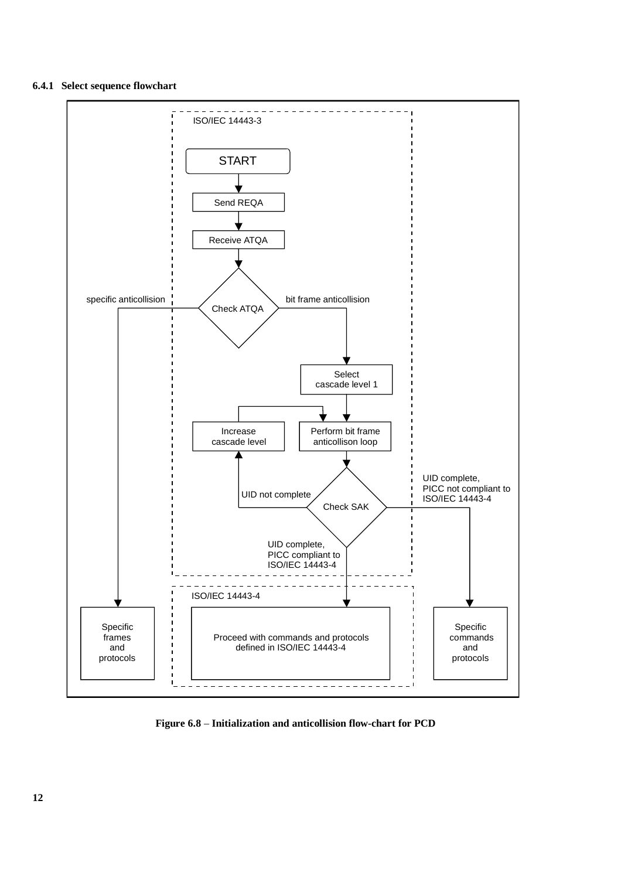### 6.4.1 Select sequence flowchart

ISO/IEC 14443-3

START

Send REQA

Receive ATQA

specific anticollision

Check ATQA

bit frame anticollision

Select cascade level 1

Increase cascade level

Perform bit frame anticollison loop

UID not complete

Check SAK

UID complete, PICC not compliant to ISO/IEC 14443-4

UID complete, PICC compliant to ISO/IEC 14443-4

ISO/IEC 14443-4

Specific frames and protocols

Proceed with commands and protocols defined in ISO/IEC 14443-4

Specific commands and protocols

**Figure 6.8 – Initialization and anticollision flow-chart for PCD**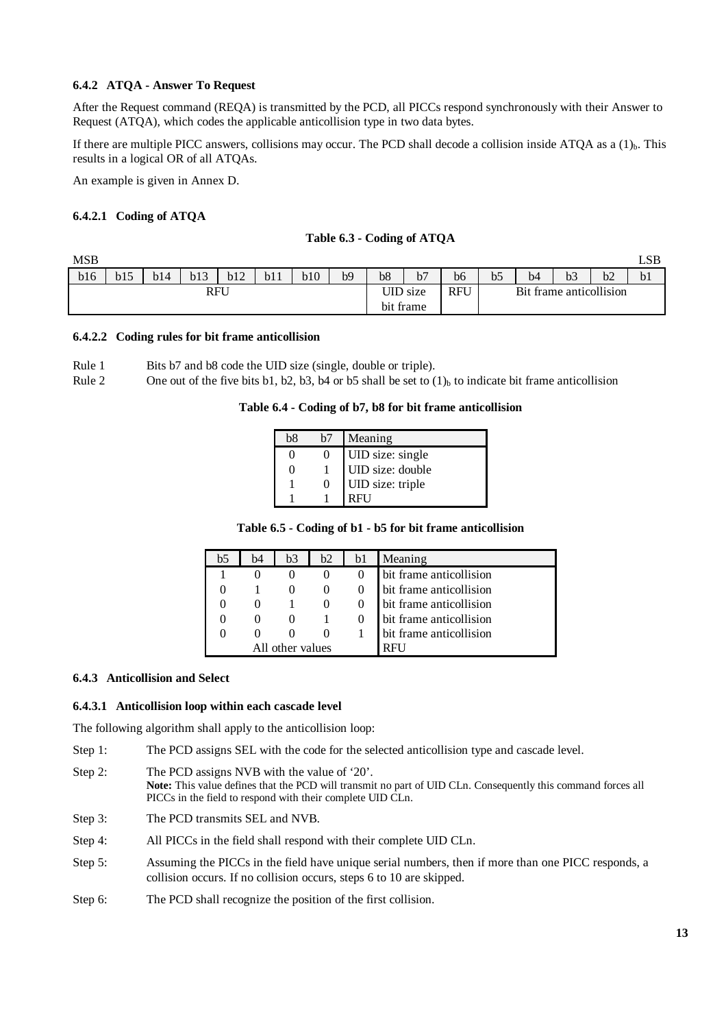#### 6.4.2 ATQA - Answer To Request

After the Request command (REQA) is transmitted by the PCD, all PICCs respond synchronously with their Answer to Request (ATQA), which codes the applicable anticollision type in two data bytes.

If there are multiple PICC answers, collisions may occur. The PCD shall decode a collision inside ATQA as a $(1)_b$. This results in a logical OR of all ATQAs.

An example is given in Annex D.

##### 6.4.2.1 Coding of ATQA

**Table 6.3 - Coding of ATQA**

| MSB | | | | | | | | | | | | | | | LSB |
|---|---|---|---|---|---|---|---|---|---|---|---|---|---|---|---|
| b16 | b15 | b14 | b13 | b12 | b11 | b10 | b9 | b8 | b7 | b6 | b5 | b4 | b3 | b2 | b1 |
| RFU | | | | | | | | UID size bit frame | | RFU | Bit frame anticollision | | | | |

##### 6.4.2.2 Coding rules for bit frame anticollision

Rule 1 Bits b7 and b8 code the UID size (single, double or triple).

Rule 2 One out of the five bits b1, b2, b3, b4 or b5 shall be set to $(1)_b$ to indicate bit frame anticollision

**Table 6.4 - Coding of b7, b8 for bit frame anticollision**

| b8 | b7 | Meaning |
|---|---|---|
| 0 | 0 | UID size: single |
| 0 | 1 | UID size: double |
| 1 | 0 | UID size: triple |
| 1 | 1 | RFU |

**Table 6.5 - Coding of b1 - b5 for bit frame anticollision**

| b5 | b4 | b3 | b2 | b1 | Meaning |
|---|---|---|---|---|---|
| 1 | 0 | 0 | 0 | 0 | bit frame anticollision |
| 0 | 1 | 0 | 0 | 0 | bit frame anticollision |
| 0 | 0 | 1 | 0 | 0 | bit frame anticollision |
| 0 | 0 | 0 | 1 | 0 | bit frame anticollision |
| 0 | 0 | 0 | 0 | 1 | bit frame anticollision |
| All other values | | | | | RFU |

#### 6.4.3 Anticollision and Select

##### 6.4.3.1 Anticollision loop within each cascade level

The following algorithm shall apply to the anticollision loop:

Step 1: The PCD assigns SEL with the code for the selected anticollision type and cascade level.

Step 2: The PCD assigns NVB with the value of '20'.
**Note:** This value defines that the PCD will transmit no part of UID CLn. Consequently this command forces all PICCs in the field to respond with their complete UID CLn.

Step 3: The PCD transmits SEL and NVB.

Step 4: All PICCs in the field shall respond with their complete UID CLn.

Step 5: Assuming the PICCs in the field have unique serial numbers, then if more than one PICC responds, a collision occurs. If no collision occurs, steps 6 to 10 are skipped.

Step 6: The PCD shall recognize the position of the first collision.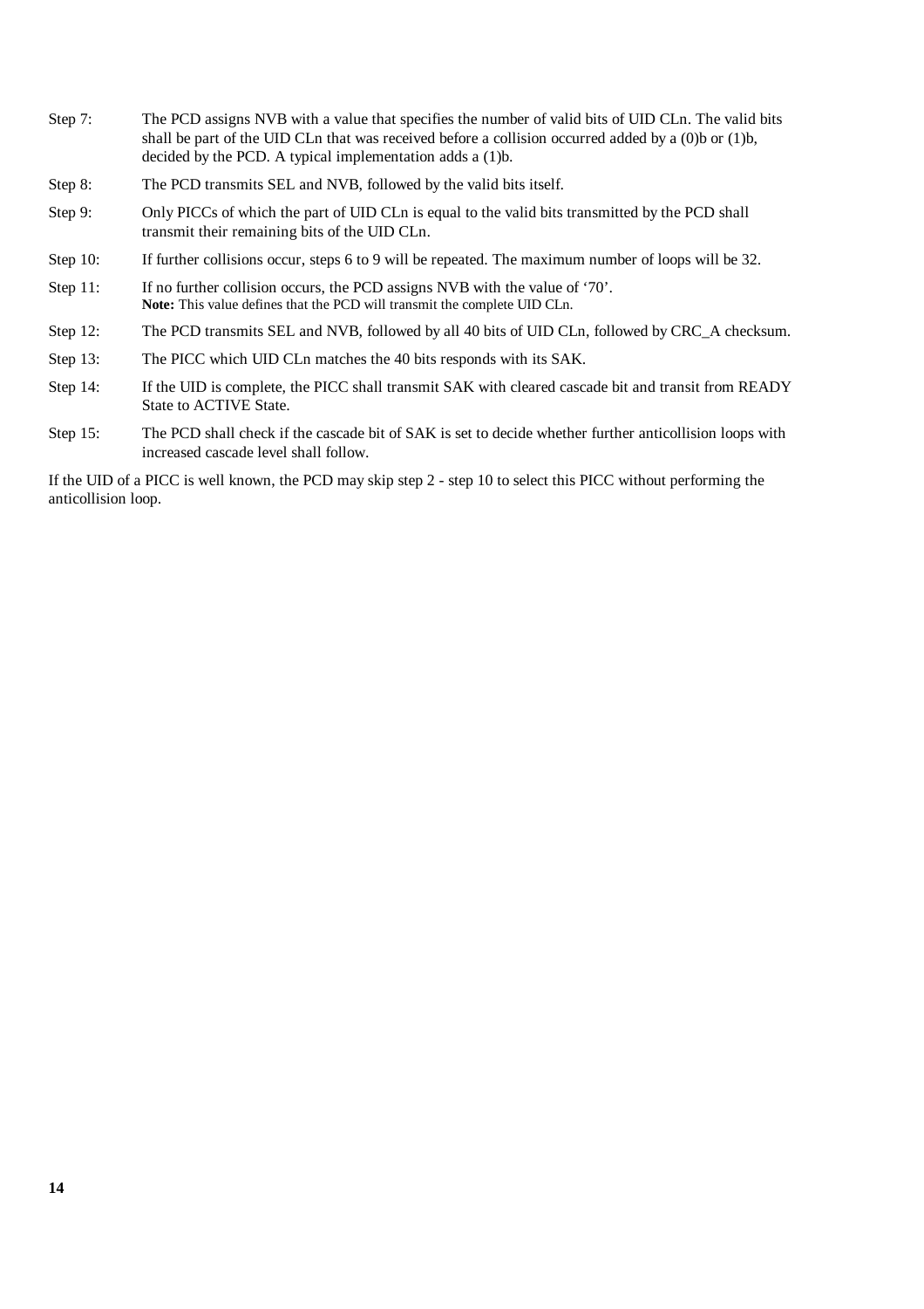Step 7: The PCD assigns NVB with a value that specifies the number of valid bits of UID CLn. The valid bits shall be part of the UID CLn that was received before a collision occurred added by a (0)b or (1)b, decided by the PCD. A typical implementation adds a (1)b.

Step 8: The PCD transmits SEL and NVB, followed by the valid bits itself.

Step 9: Only PICCs of which the part of UID CLn is equal to the valid bits transmitted by the PCD shall transmit their remaining bits of the UID CLn.

Step 10: If further collisions occur, steps 6 to 9 will be repeated. The maximum number of loops will be 32.

Step 11: If no further collision occurs, the PCD assigns NVB with the value of ‘70’.
**Note:** This value defines that the PCD will transmit the complete UID CLn.

Step 12: The PCD transmits SEL and NVB, followed by all 40 bits of UID CLn, followed by CRC_A checksum.

Step 13: The PICC which UID CLn matches the 40 bits responds with its SAK.

Step 14: If the UID is complete, the PICC shall transmit SAK with cleared cascade bit and transit from READY State to ACTIVE State.

Step 15: The PCD shall check if the cascade bit of SAK is set to decide whether further anticollision loops with increased cascade level shall follow.

If the UID of a PICC is well known, the PCD may skip step 2 - step 10 to select this PICC without performing the anticollision loop.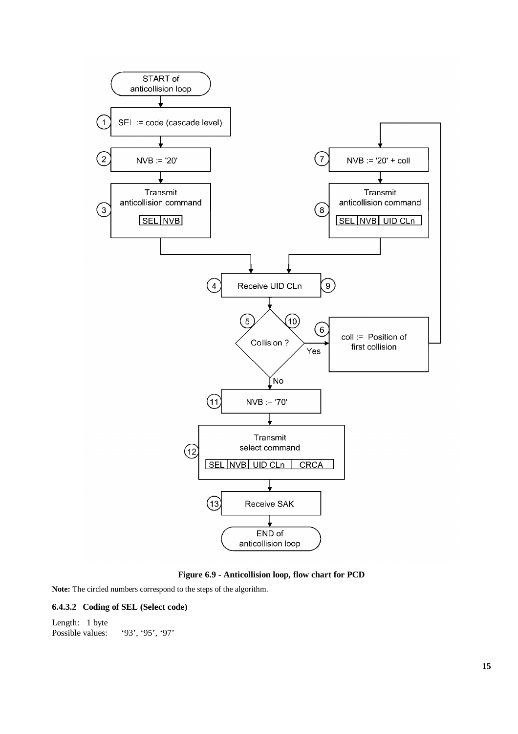**Figure 6.9 - Anticollision loop, flow chart for PCD**

**Note:** The circled numbers correspond to the steps of the algorithm.

### 6.4.3.2 Coding of SEL (Select code)

Length: 1 byte
Possible values: '93', '95', '97'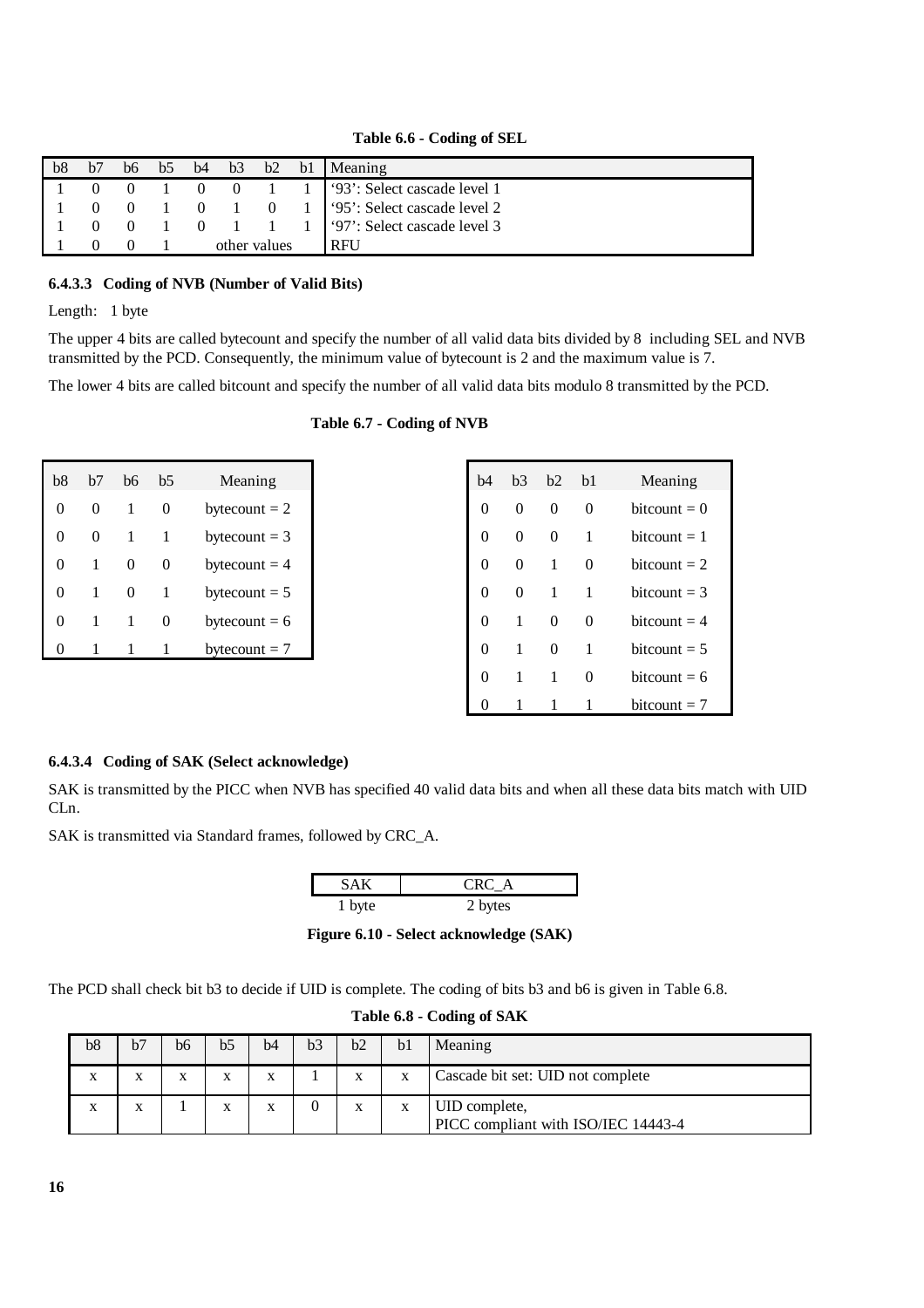**Table 6.6 - Coding of SEL**

| b8 | b7 | b6 | b5 | b4 | b3 | b2 | b1 | Meaning |
|---|---|---|---|---|---|---|---|---|
| 1 | 0 | 0 | 1 | 0 | 0 | 1 | 1 | '93': Select cascade level 1 |
| 1 | 0 | 0 | 1 | 0 | 1 | 0 | 1 | '95': Select cascade level 2 |
| 1 | 0 | 0 | 1 | 0 | 1 | 1 | 1 | '97': Select cascade level 3 |
| 1 | 0 | 0 | 1 | other values | | | | RFU |

#### 6.4.3.3 Coding of NVB (Number of Valid Bits)

Length: 1 byte

The upper 4 bits are called bytecount and specify the number of all valid data bits divided by 8 including SEL and NVB transmitted by the PCD. Consequently, the minimum value of bytecount is 2 and the maximum value is 7.

The lower 4 bits are called bitcount and specify the number of all valid data bits modulo 8 transmitted by the PCD.

**Table 6.7 - Coding of NVB**

| b8 | b7 | b6 | b5 | Meaning |
|---|---|---|---|---|
| 0 | 0 | 1 | 0 | bytecount = 2 |
| 0 | 0 | 1 | 1 | bytecount = 3 |
| 0 | 1 | 0 | 0 | bytecount = 4 |
| 0 | 1 | 0 | 1 | bytecount = 5 |
| 0 | 1 | 1 | 0 | bytecount = 6 |
| 0 | 1 | 1 | 1 | bytecount = 7 |

| b4 | b3 | b2 | b1 | Meaning |
|---|---|---|---|---|
| 0 | 0 | 0 | 0 | bitcount = 0 |
| 0 | 0 | 0 | 1 | bitcount = 1 |
| 0 | 0 | 1 | 0 | bitcount = 2 |
| 0 | 0 | 1 | 1 | bitcount = 3 |
| 0 | 1 | 0 | 0 | bitcount = 4 |
| 0 | 1 | 0 | 1 | bitcount = 5 |
| 0 | 1 | 1 | 0 | bitcount = 6 |
| 0 | 1 | 1 | 1 | bitcount = 7 |

#### 6.4.3.4 Coding of SAK (Select acknowledge)

SAK is transmitted by the PICC when NVB has specified 40 valid data bits and when all these data bits match with UID CLn.

SAK is transmitted via Standard frames, followed by CRC_A.

| SAK | CRC_A |
|---|---|
| 1 byte | 2 bytes |

**Figure 6.10 - Select acknowledge (SAK)**

The PCD shall check bit b3 to decide if UID is complete. The coding of bits b3 and b6 is given in Table 6.8.

**Table 6.8 - Coding of SAK**

| b8 | b7 | b6 | b5 | b4 | b3 | b2 | b1 | Meaning |
|---|---|---|---|---|---|---|---|---|
| x | x | x | x | x | 1 | x | x | Cascade bit set: UID not complete |
| x | x | 1 | x | x | 0 | x | x | UID complete, PICC compliant with ISO/IEC 14443-4 |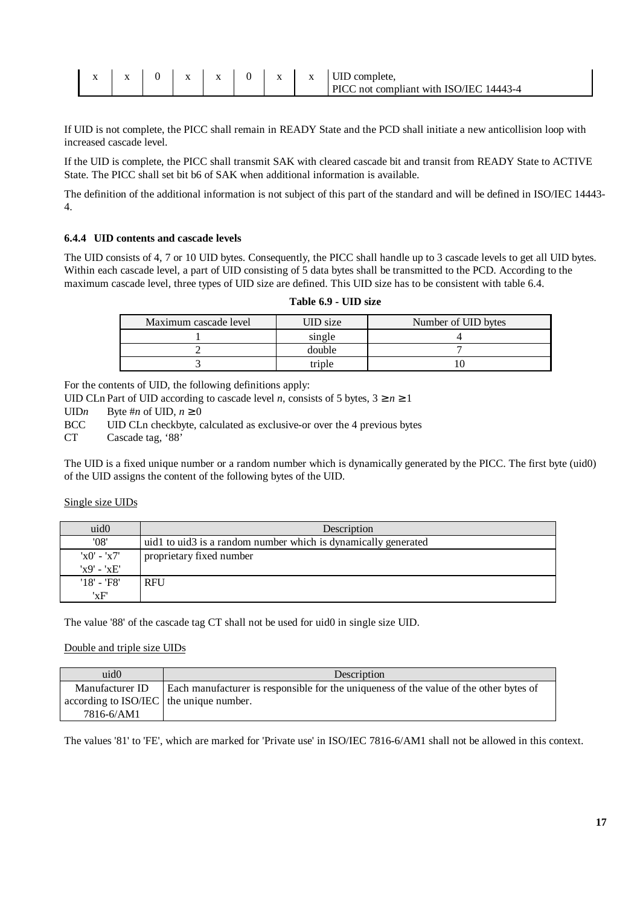| x | x | 0 | x | x | 0 | x | x | UID complete, PICC not compliant with ISO/IEC 14443-4 |
|---|---|---|---|---|---|---|---|---|

If UID is not complete, the PICC shall remain in READY State and the PCD shall initiate a new anticollision loop with increased cascade level.

If the UID is complete, the PICC shall transmit SAK with cleared cascade bit and transit from READY State to ACTIVE State. The PICC shall set bit b6 of SAK when additional information is available.

The definition of the additional information is not subject of this part of the standard and will be defined in ISO/IEC 14443-4.

### 6.4.4 UID contents and cascade levels

The UID consists of 4, 7 or 10 UID bytes. Consequently, the PICC shall handle up to 3 cascade levels to get all UID bytes. Within each cascade level, a part of UID consisting of 5 data bytes shall be transmitted to the PCD. According to the maximum cascade level, three types of UID size are defined. This UID size has to be consistent with table 6.4.

**Table 6.9 - UID size**

| Maximum cascade level | UID size | Number of UID bytes |
|---|---|---|
| 1 | single | 4 |
| 2 | double | 7 |
| 3 | triple | 10 |

For the contents of UID, the following definitions apply:

UID CLn Part of UID according to cascade level *n*, consists of 5 bytes, $3 \geq n \geq 1$

UID*n* Byte #*n* of UID, $n \geq 0$

BCC UID CLn checkbyte, calculated as exclusive-or over the 4 previous bytes

CT Cascade tag, ‘88’

The UID is a fixed unique number or a random number which is dynamically generated by the PICC. The first byte (uid0) of the UID assigns the content of the following bytes of the UID.

<u>Single size UIDs</u>

| uid0 | Description |
|---|---|
| '08' | uid1 to uid3 is a random number which is dynamically generated |
| 'x0' - 'x7' 'x9' - 'xE' | proprietary fixed number |
| '18' - 'F8' 'xF' | RFU |

The value '88' of the cascade tag CT shall not be used for uid0 in single size UID.

<u>Double and triple size UIDs</u>

| uid0 | Description |
|---|---|
| Manufacturer ID according to ISO/IEC 7816-6/AM1 | Each manufacturer is responsible for the uniqueness of the value of the other bytes of the unique number. |

The values '81' to 'FE', which are marked for 'Private use' in ISO/IEC 7816-6/AM1 shall not be allowed in this context.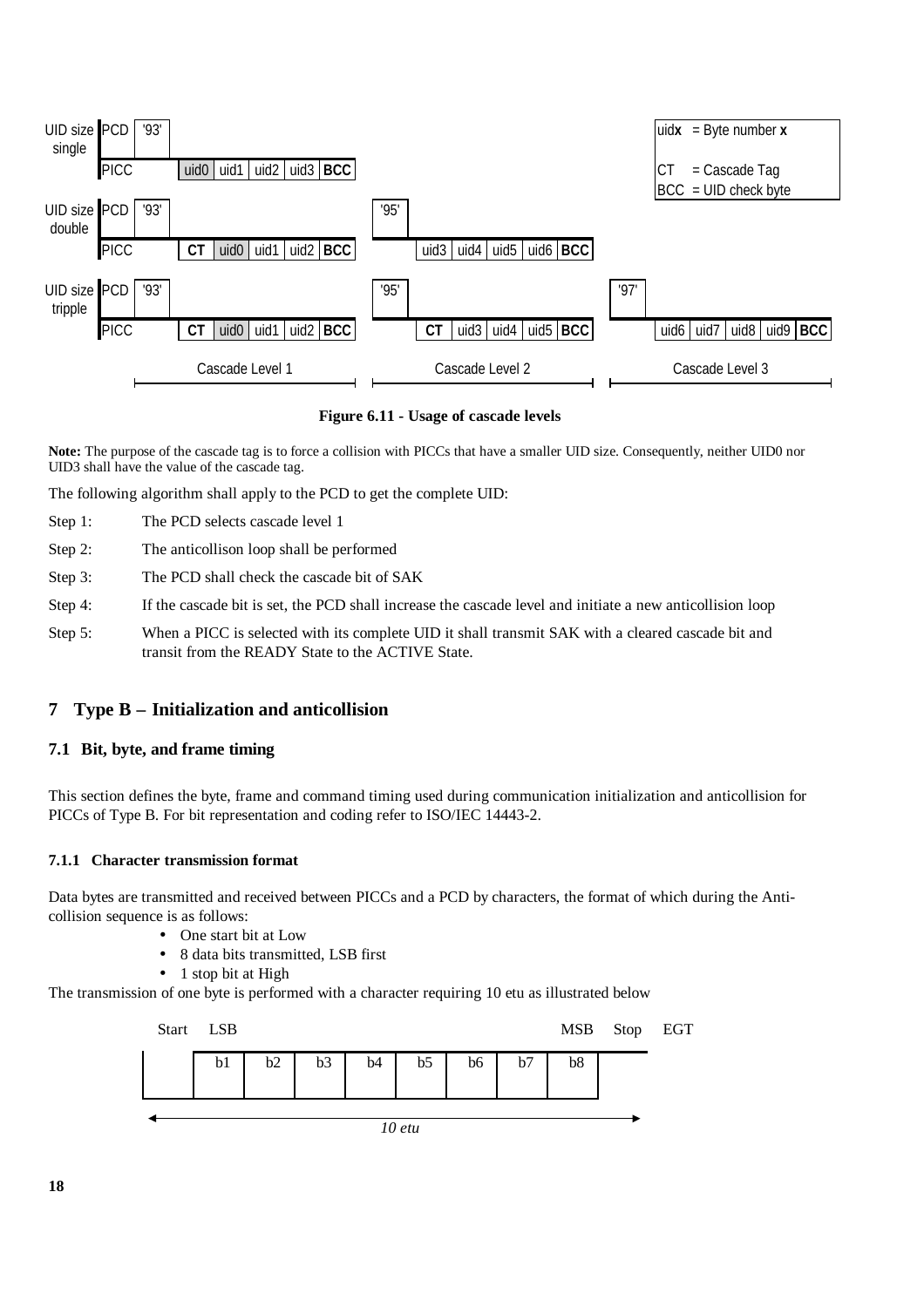| UID size | | Cascade Level 1 | | Cascade Level 2 | | Cascade Level 3 |
|---|---|---|---|---|---|---|
| single | PCD | '93' | | | | |
| | PICC | uid0 uid1 uid2 uid3 **BCC** | | | | |
| double | PCD | '93' | '95' | | | |
| | PICC | **CT** uid0 uid1 uid2 **BCC** | | uid3 uid4 uid5 uid6 **BCC** | | |
| tripple | PCD | '93' | '95' | | '97' | |
| | PICC | **CT** uid0 uid1 uid2 **BCC** | | **CT** uid3 uid4 uid5 **BCC** | | uid6 uid7 uid8 uid9 **BCC** |

uid**x** = Byte number **x**

CT = Cascade Tag

BCC = UID check byte

**Figure 6.11 - Usage of cascade levels**

**Note:** The purpose of the cascade tag is to force a collision with PICCs that have a smaller UID size. Consequently, neither UID0 nor UID3 shall have the value of the cascade tag.

The following algorithm shall apply to the PCD to get the complete UID:

Step 1: The PCD selects cascade level 1

Step 2: The anticollison loop shall be performed

Step 3: The PCD shall check the cascade bit of SAK

Step 4: If the cascade bit is set, the PCD shall increase the cascade level and initiate a new anticollision loop

Step 5: When a PICC is selected with its complete UID it shall transmit SAK with a cleared cascade bit and transit from the READY State to the ACTIVE State.

## 7 Type B – Initialization and anticollision

### 7.1 Bit, byte, and frame timing

This section defines the byte, frame and command timing used during communication initialization and anticollision for PICCs of Type B. For bit representation and coding refer to ISO/IEC 14443-2.

#### 7.1.1 Character transmission format

Data bytes are transmitted and received between PICCs and a PCD by characters, the format of which during the Anti-collision sequence is as follows:

- One start bit at Low
- 8 data bits transmitted, LSB first
- 1 stop bit at High

The transmission of one byte is performed with a character requiring 10 etu as illustrated below

| Start | LSB | | | | | | MSB | Stop | EGT |
|---|---|---|---|---|---|---|---|---|---|
| | b1 | b2 | b3 | b4 | b5 | b6 | b7 | b8 | |

*10 etu*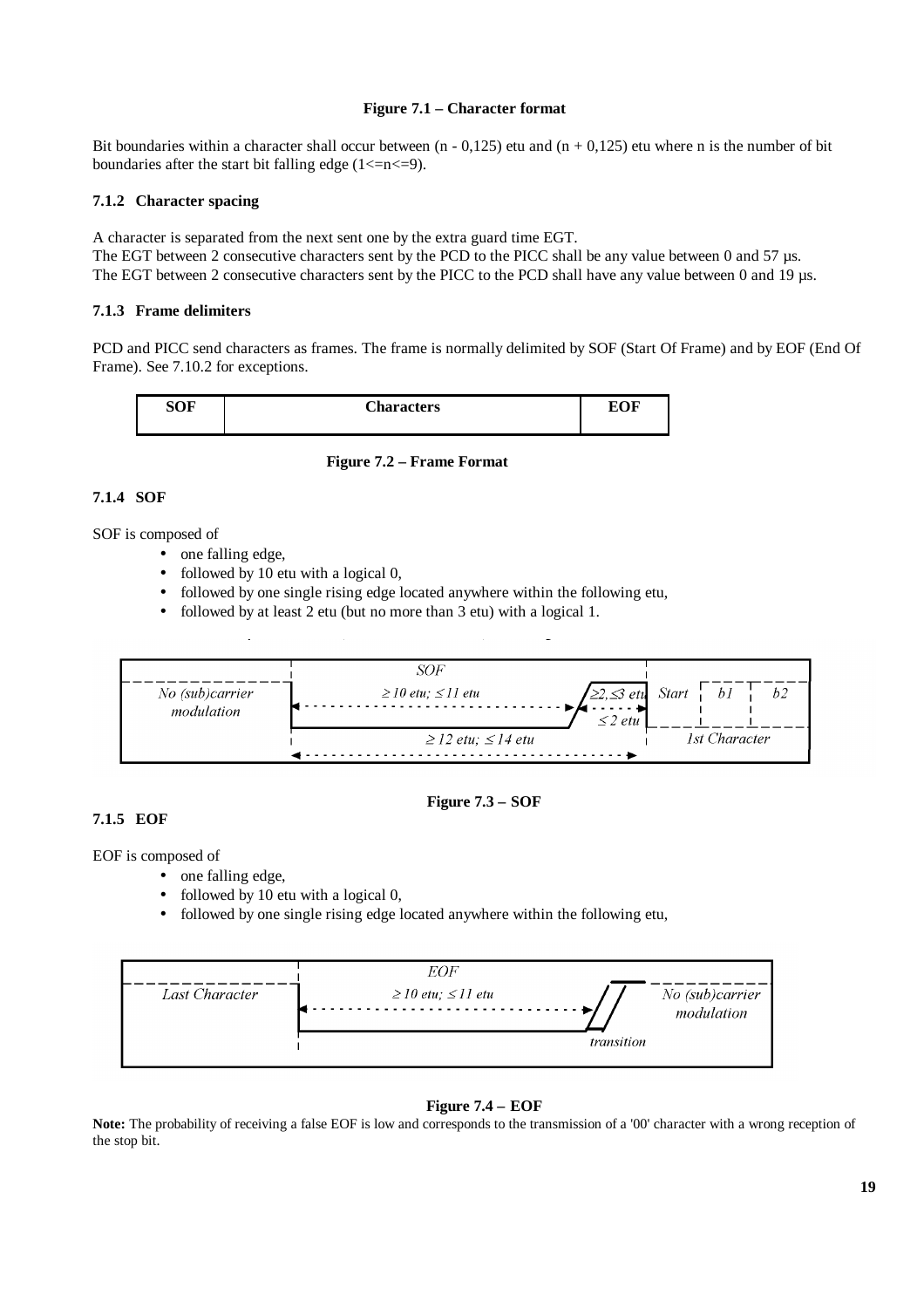**Figure 7.1 – Character format**

Bit boundaries within a character shall occur between (n - 0,125) etu and (n + 0,125) etu where n is the number of bit boundaries after the start bit falling edge (1<=n<=9).

### 7.1.2 Character spacing

A character is separated from the next sent one by the extra guard time EGT.
The EGT between 2 consecutive characters sent by the PCD to the PICC shall be any value between 0 and 57 µs.
The EGT between 2 consecutive characters sent by the PICC to the PCD shall have any value between 0 and 19 µs.

### 7.1.3 Frame delimiters

PCD and PICC send characters as frames. The frame is normally delimited by SOF (Start Of Frame) and by EOF (End Of Frame). See 7.10.2 for exceptions.

| SOF | Characters | EOF |
|---|---|---|

**Figure 7.2 – Frame Format**

### 7.1.4 SOF

SOF is composed of

- one falling edge,
- followed by 10 etu with a logical 0,
- followed by one single rising edge located anywhere within the following etu,
- followed by at least 2 etu (but no more than 3 etu) with a logical 1.

**Figure 7.3 – SOF**

### 7.1.5 EOF

EOF is composed of

- one falling edge,
- followed by 10 etu with a logical 0,
- followed by one single rising edge located anywhere within the following etu,

**Figure 7.4 – EOF**

**Note:** The probability of receiving a false EOF is low and corresponds to the transmission of a '00' character with a wrong reception of the stop bit.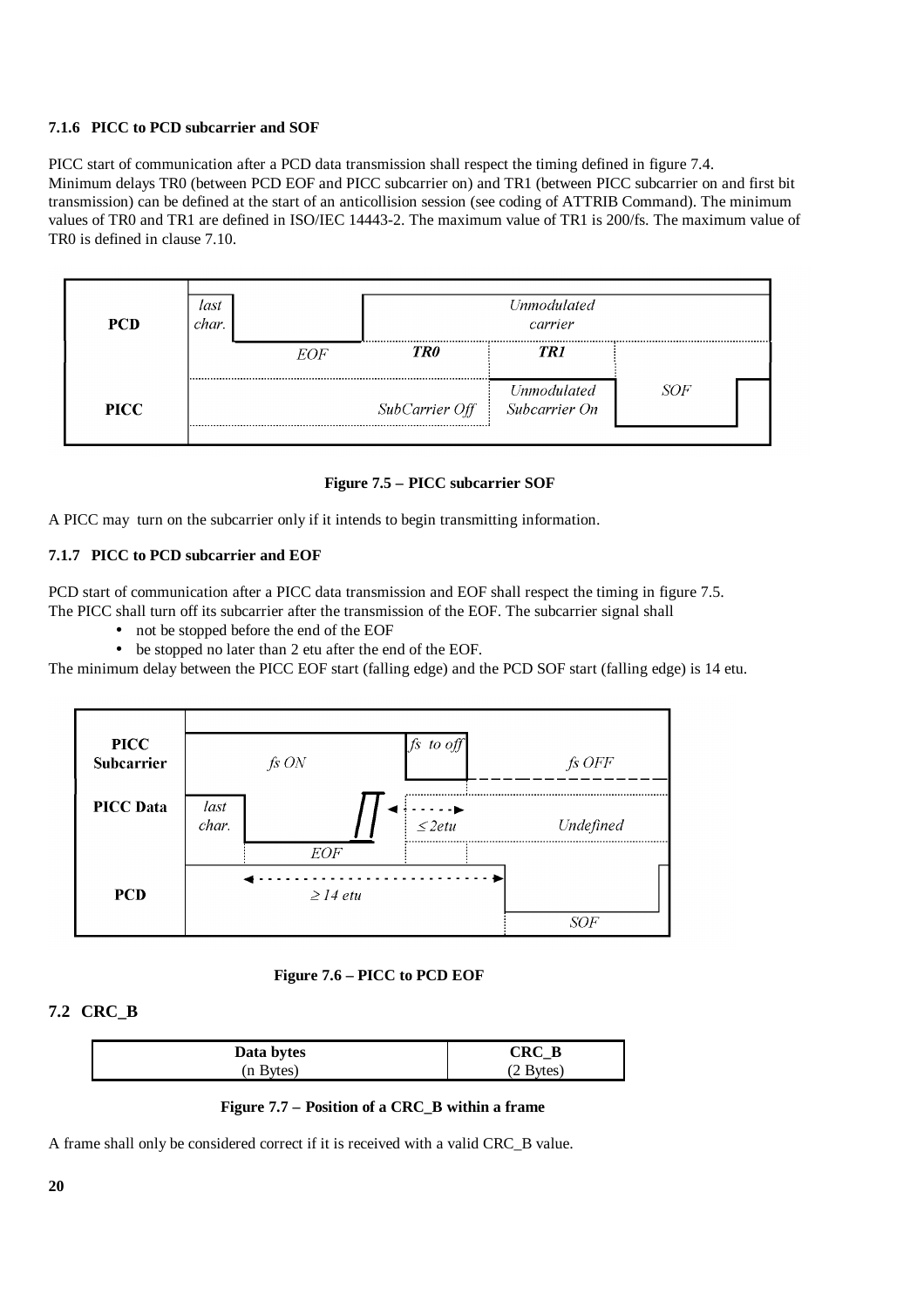#### 7.1.6 PICC to PCD subcarrier and SOF

PICC start of communication after a PCD data transmission shall respect the timing defined in figure 7.4.
Minimum delays TR0 (between PCD EOF and PICC subcarrier on) and TR1 (between PICC subcarrier on and first bit transmission) can be defined at the start of an anticollision session (see coding of ATTRIB Command). The minimum values of TR0 and TR1 are defined in ISO/IEC 14443-2. The maximum value of TR1 is 200/fs. The maximum value of TR0 is defined in clause 7.10.

| | | | | |
|---|---|---|---|---|
| **PCD** | *last char.* | | *Unmodulated carrier* | |
| | *EOF* | ***TR0*** | ***TR1*** | |
| **PICC** | | *SubCarrier Off* | *Unmodulated Subcarrier On* | *SOF* |

**Figure 7.5 – PICC subcarrier SOF**

A PICC may turn on the subcarrier only if it intends to begin transmitting information.

#### 7.1.7 PICC to PCD subcarrier and EOF

PCD start of communication after a PICC data transmission and EOF shall respect the timing in figure 7.5.
The PICC shall turn off its subcarrier after the transmission of the EOF. The subcarrier signal shall

- not be stopped before the end of the EOF
- be stopped no later than 2 etu after the end of the EOF.

The minimum delay between the PICC EOF start (falling edge) and the PCD SOF start (falling edge) is 14 etu.

| | | | | |
|---|---|---|---|---|
| **PICC Subcarrier** | *fs ON* | | *fs to off* | *fs OFF* |
| **PICC Data** | *last char.* | *EOF* | $\leq 2etu$ | *Undefined* |
| **PCD** | | $\geq 14$ *etu* | | *SOF* |

**Figure 7.6 – PICC to PCD EOF**

### 7.2 CRC_B

| **Data bytes** (n Bytes) | **CRC_B** (2 Bytes) |
|---|---|

**Figure 7.7 – Position of a CRC_B within a frame**

A frame shall only be considered correct if it is received with a valid CRC_B value.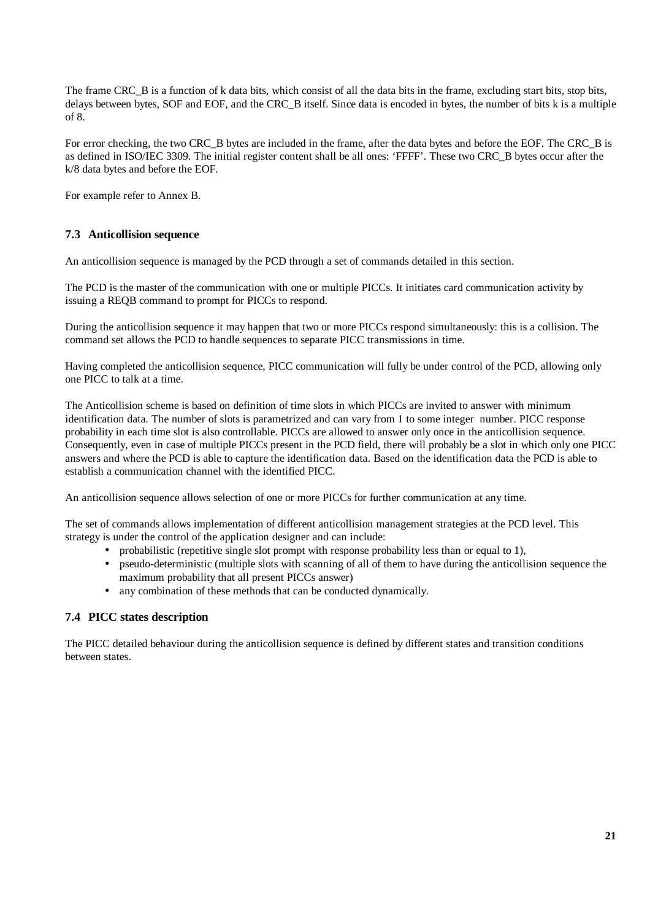The frame CRC_B is a function of k data bits, which consist of all the data bits in the frame, excluding start bits, stop bits, delays between bytes, SOF and EOF, and the CRC_B itself. Since data is encoded in bytes, the number of bits k is a multiple of 8.

For error checking, the two CRC_B bytes are included in the frame, after the data bytes and before the EOF. The CRC_B is as defined in ISO/IEC 3309. The initial register content shall be all ones: 'FFFF'. These two CRC_B bytes occur after the k/8 data bytes and before the EOF.

For example refer to Annex B.

### 7.3 Anticollision sequence

An anticollision sequence is managed by the PCD through a set of commands detailed in this section.

The PCD is the master of the communication with one or multiple PICCs. It initiates card communication activity by issuing a REQB command to prompt for PICCs to respond.

During the anticollision sequence it may happen that two or more PICCs respond simultaneously: this is a collision. The command set allows the PCD to handle sequences to separate PICC transmissions in time.

Having completed the anticollision sequence, PICC communication will fully be under control of the PCD, allowing only one PICC to talk at a time.

The Anticollision scheme is based on definition of time slots in which PICCs are invited to answer with minimum identification data. The number of slots is parametrized and can vary from 1 to some integer number. PICC response probability in each time slot is also controllable. PICCs are allowed to answer only once in the anticollision sequence. Consequently, even in case of multiple PICCs present in the PCD field, there will probably be a slot in which only one PICC answers and where the PCD is able to capture the identification data. Based on the identification data the PCD is able to establish a communication channel with the identified PICC.

An anticollision sequence allows selection of one or more PICCs for further communication at any time.

The set of commands allows implementation of different anticollision management strategies at the PCD level. This strategy is under the control of the application designer and can include:

- probabilistic (repetitive single slot prompt with response probability less than or equal to 1),
- pseudo-deterministic (multiple slots with scanning of all of them to have during the anticollision sequence the maximum probability that all present PICCs answer)
- any combination of these methods that can be conducted dynamically.

### 7.4 PICC states description

The PICC detailed behaviour during the anticollision sequence is defined by different states and transition conditions between states.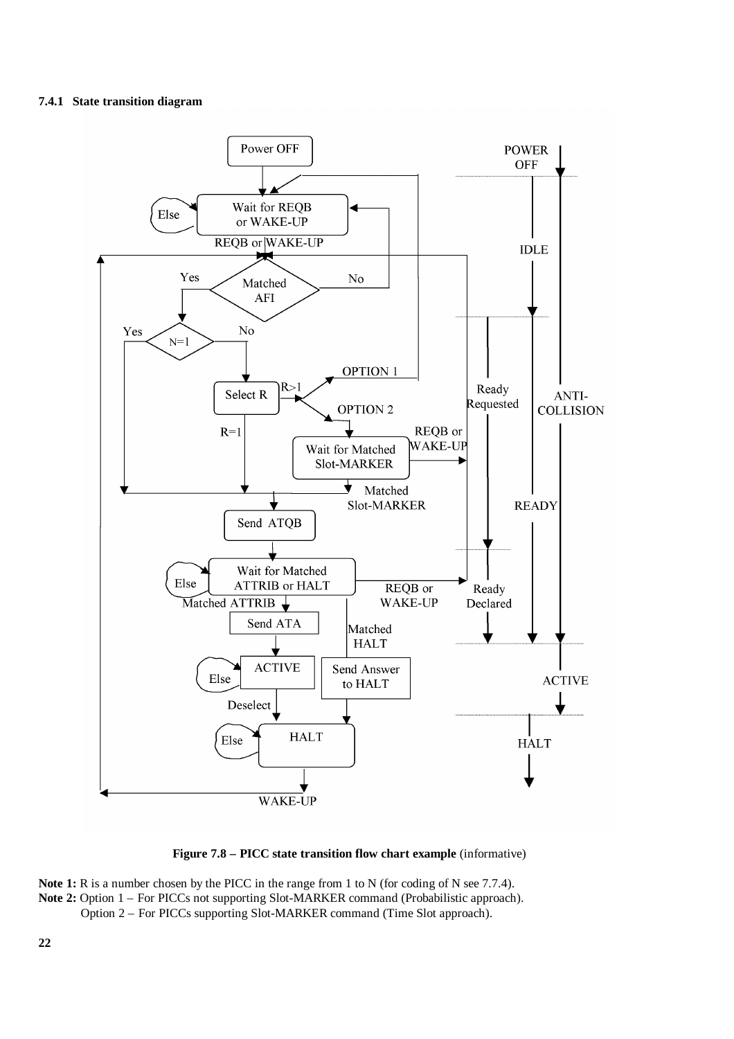#### 7.4.1 State transition diagram

Power OFF

Wait for REQB or WAKE-UP

Else

REQB or WAKE-UP

Matched AFI

Yes

No

N=1

Yes

No

Select R

R>1

OPTION 1

OPTION 2

R=1

Wait for Matched Slot-MARKER

REQB or WAKE-UP

Matched Slot-MARKER

Send ATQB

Wait for Matched ATTRIB or HALT

Else

REQB or WAKE-UP

Matched ATTRIB

Send ATA

Matched HALT

ACTIVE

Else

Send Answer to HALT

Deselect

HALT

Else

WAKE-UP

POWER OFF

IDLE

Ready Requested

ANTI-COLLISION

READY

Ready Declared

ACTIVE

HALT

**Figure 7.8 – PICC state transition flow chart example** (informative)

**Note 1:** R is a number chosen by the PICC in the range from 1 to N (for coding of N see 7.7.4).

**Note 2:** Option 1 – For PICCs not supporting Slot-MARKER command (Probabilistic approach).
Option 2 – For PICCs supporting Slot-MARKER command (Time Slot approach).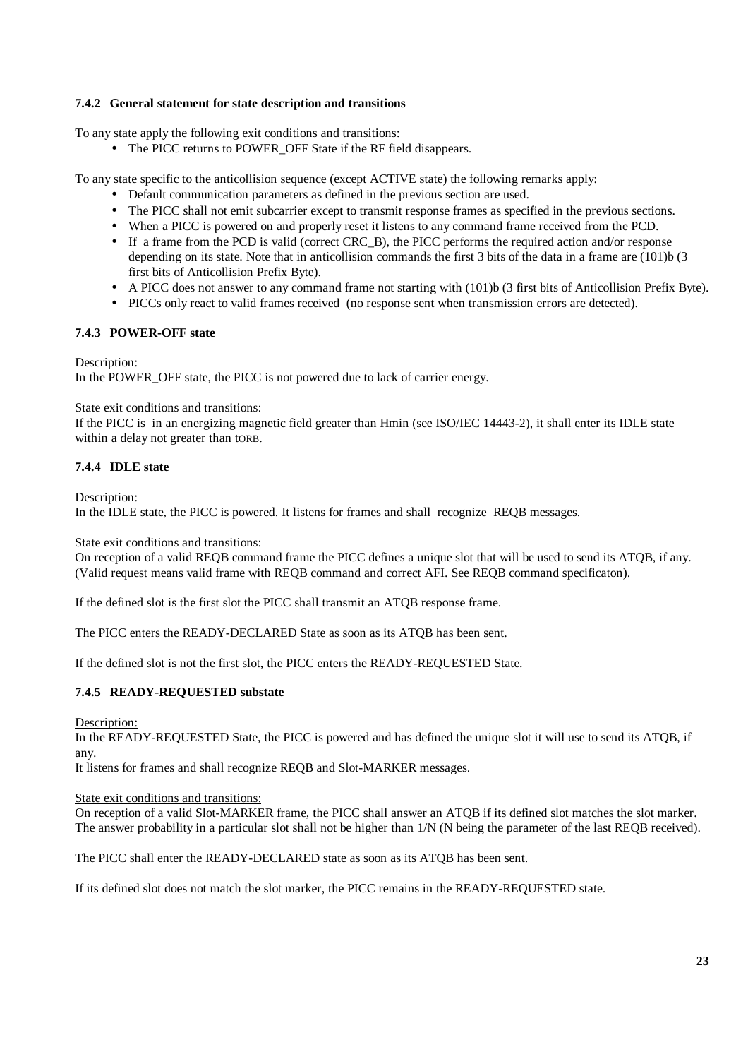### 7.4.2 General statement for state description and transitions

To any state apply the following exit conditions and transitions:

- The PICC returns to POWER_OFF State if the RF field disappears.

To any state specific to the anticollision sequence (except ACTIVE state) the following remarks apply:

- Default communication parameters as defined in the previous section are used.
- The PICC shall not emit subcarrier except to transmit response frames as specified in the previous sections.
- When a PICC is powered on and properly reset it listens to any command frame received from the PCD.
- If a frame from the PCD is valid (correct CRC_B), the PICC performs the required action and/or response depending on its state. Note that in anticollision commands the first 3 bits of the data in a frame are (101)b (3 first bits of Anticollision Prefix Byte).
- A PICC does not answer to any command frame not starting with (101)b (3 first bits of Anticollision Prefix Byte).
- PICCs only react to valid frames received (no response sent when transmission errors are detected).

### 7.4.3 POWER-OFF state

Description:
In the POWER_OFF state, the PICC is not powered due to lack of carrier energy.

State exit conditions and transitions:
If the PICC is in an energizing magnetic field greater than Hmin (see ISO/IEC 14443-2), it shall enter its IDLE state within a delay not greater than tORB.

### 7.4.4 IDLE state

Description:
In the IDLE state, the PICC is powered. It listens for frames and shall recognize REQB messages.

State exit conditions and transitions:
On reception of a valid REQB command frame the PICC defines a unique slot that will be used to send its ATQB, if any. (Valid request means valid frame with REQB command and correct AFI. See REQB command specificaton).

If the defined slot is the first slot the PICC shall transmit an ATQB response frame.

The PICC enters the READY-DECLARED State as soon as its ATQB has been sent.

If the defined slot is not the first slot, the PICC enters the READY-REQUESTED State.

### 7.4.5 READY-REQUESTED substate

Description:
In the READY-REQUESTED State, the PICC is powered and has defined the unique slot it will use to send its ATQB, if any.
It listens for frames and shall recognize REQB and Slot-MARKER messages.

State exit conditions and transitions:
On reception of a valid Slot-MARKER frame, the PICC shall answer an ATQB if its defined slot matches the slot marker. The answer probability in a particular slot shall not be higher than 1/N (N being the parameter of the last REQB received).

The PICC shall enter the READY-DECLARED state as soon as its ATQB has been sent.

If its defined slot does not match the slot marker, the PICC remains in the READY-REQUESTED state.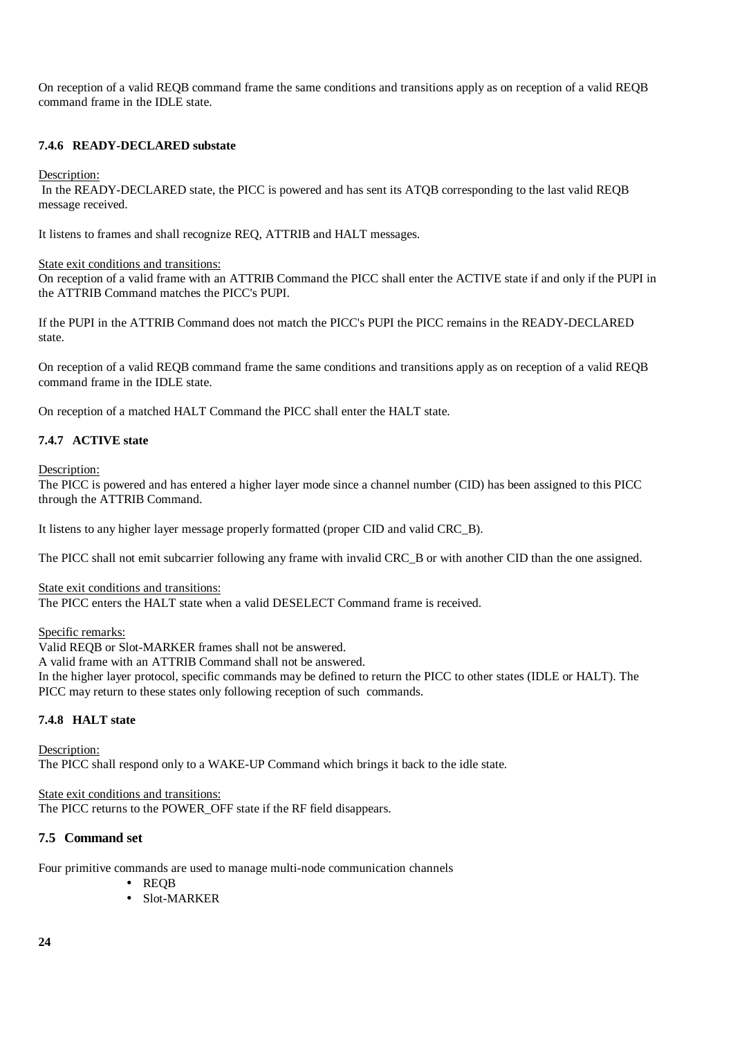On reception of a valid REQB command frame the same conditions and transitions apply as on reception of a valid REQB command frame in the IDLE state.

### 7.4.6 READY-DECLARED substate

Description:
In the READY-DECLARED state, the PICC is powered and has sent its ATQB corresponding to the last valid REQB message received.

It listens to frames and shall recognize REQ, ATTRIB and HALT messages.

State exit conditions and transitions:
On reception of a valid frame with an ATTRIB Command the PICC shall enter the ACTIVE state if and only if the PUPI in the ATTRIB Command matches the PICC's PUPI.

If the PUPI in the ATTRIB Command does not match the PICC's PUPI the PICC remains in the READY-DECLARED state.

On reception of a valid REQB command frame the same conditions and transitions apply as on reception of a valid REQB command frame in the IDLE state.

On reception of a matched HALT Command the PICC shall enter the HALT state.

### 7.4.7 ACTIVE state

Description:
The PICC is powered and has entered a higher layer mode since a channel number (CID) has been assigned to this PICC through the ATTRIB Command.

It listens to any higher layer message properly formatted (proper CID and valid CRC_B).

The PICC shall not emit subcarrier following any frame with invalid CRC_B or with another CID than the one assigned.

State exit conditions and transitions:
The PICC enters the HALT state when a valid DESELECT Command frame is received.

Specific remarks:
Valid REQB or Slot-MARKER frames shall not be answered.
A valid frame with an ATTRIB Command shall not be answered.
In the higher layer protocol, specific commands may be defined to return the PICC to other states (IDLE or HALT). The PICC may return to these states only following reception of such commands.

### 7.4.8 HALT state

Description:
The PICC shall respond only to a WAKE-UP Command which brings it back to the idle state.

State exit conditions and transitions:
The PICC returns to the POWER_OFF state if the RF field disappears.

## 7.5 Command set

Four primitive commands are used to manage multi-node communication channels

- REQB
- Slot-MARKER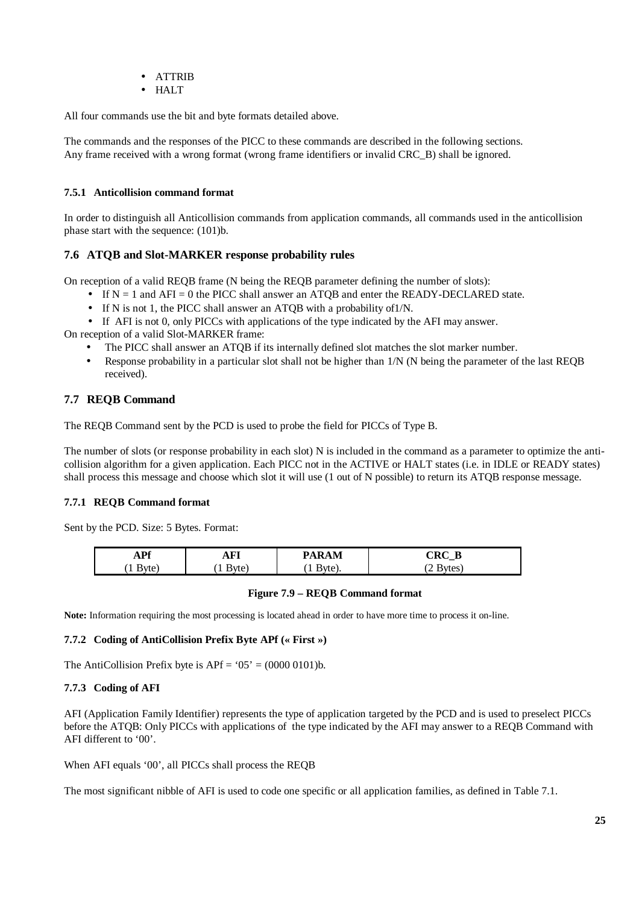- ATTRIB
- HALT

All four commands use the bit and byte formats detailed above.

The commands and the responses of the PICC to these commands are described in the following sections.
Any frame received with a wrong format (wrong frame identifiers or invalid CRC_B) shall be ignored.

#### 7.5.1 Anticollision command format

In order to distinguish all Anticollision commands from application commands, all commands used in the anticollision phase start with the sequence: (101)b.

### 7.6 ATQB and Slot-MARKER response probability rules

On reception of a valid REQB frame (N being the REQB parameter defining the number of slots):

- If N = 1 and AFI = 0 the PICC shall answer an ATQB and enter the READY-DECLARED state.
- If N is not 1, the PICC shall answer an ATQB with a probability of1/N.
- If AFI is not 0, only PICCs with applications of the type indicated by the AFI may answer.

On reception of a valid Slot-MARKER frame:

- The PICC shall answer an ATQB if its internally defined slot matches the slot marker number.
- Response probability in a particular slot shall not be higher than 1/N (N being the parameter of the last REQB received).

### 7.7 REQB Command

The REQB Command sent by the PCD is used to probe the field for PICCs of Type B.

The number of slots (or response probability in each slot) N is included in the command as a parameter to optimize the anti-collision algorithm for a given application. Each PICC not in the ACTIVE or HALT states (i.e. in IDLE or READY states) shall process this message and choose which slot it will use (1 out of N possible) to return its ATQB response message.

#### 7.7.1 REQB Command format

Sent by the PCD. Size: 5 Bytes. Format:

| APf | AFI | PARAM | CRC_B |
|---|---|---|---|
| (1 Byte) | (1 Byte) | (1 Byte). | (2 Bytes) |

**Figure 7.9 – REQB Command format**

**Note:** Information requiring the most processing is located ahead in order to have more time to process it on-line.

#### 7.7.2 Coding of AntiCollision Prefix Byte APf (« First »)

The AntiCollision Prefix byte is APf = ‘05’ = (0000 0101)b.

#### 7.7.3 Coding of AFI

AFI (Application Family Identifier) represents the type of application targeted by the PCD and is used to preselect PICCs before the ATQB: Only PICCs with applications of the type indicated by the AFI may answer to a REQB Command with AFI different to ‘00’.

When AFI equals ‘00’, all PICCs shall process the REQB

The most significant nibble of AFI is used to code one specific or all application families, as defined in Table 7.1.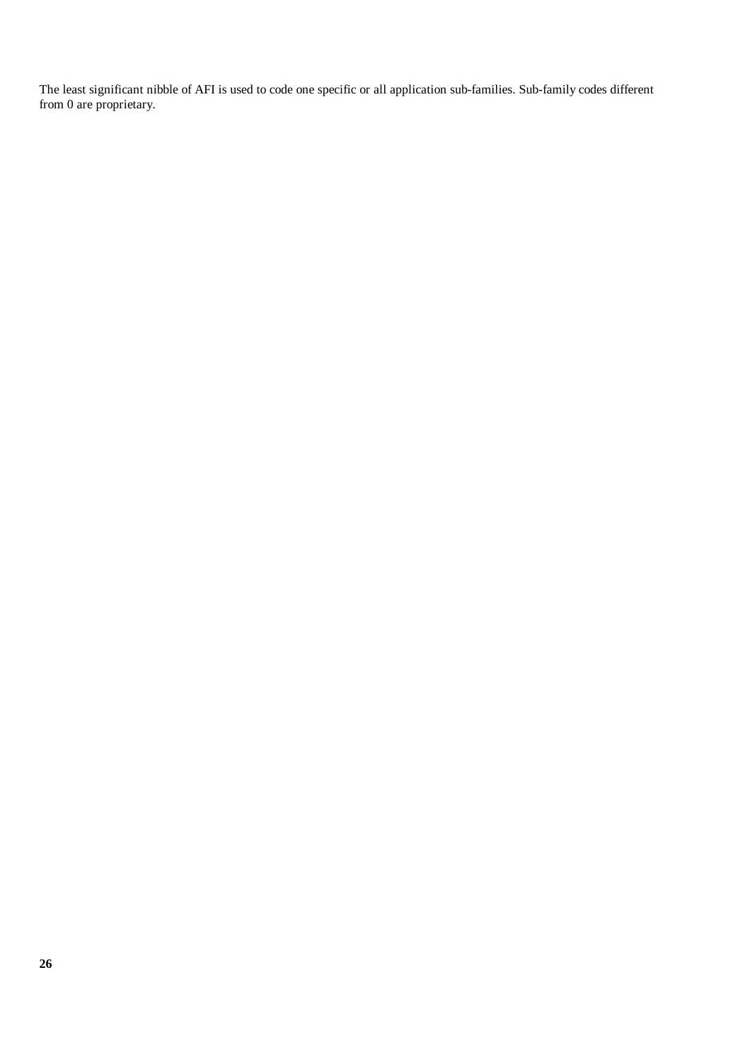The least significant nibble of AFI is used to code one specific or all application sub-families. Sub-family codes different from 0 are proprietary.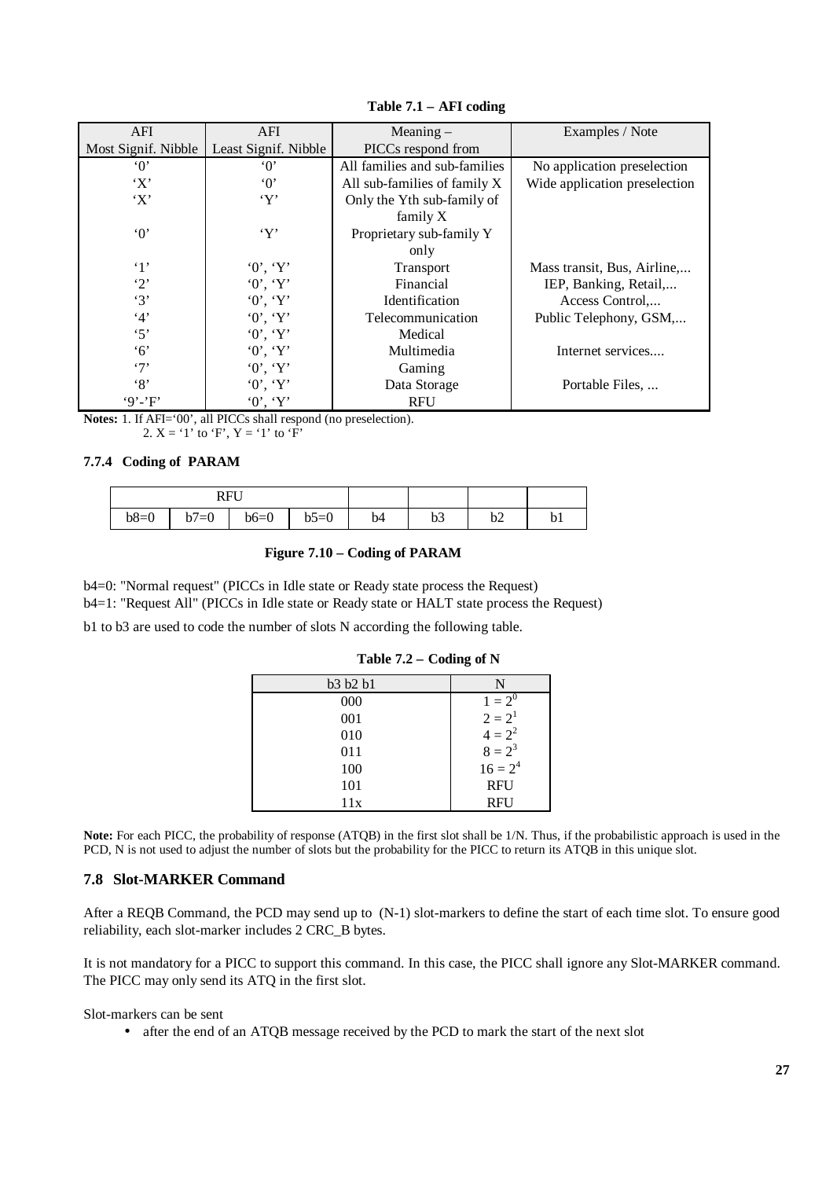**Table 7.1 – AFI coding**

| AFI Most Signif. Nibble | AFI Least Signif. Nibble | Meaning – PICCs respond from | Examples / Note |
|---|---|---|---|
| '0' | '0' | All families and sub-families | No application preselection |
| 'X' | '0' | All sub-families of family X | Wide application preselection |
| 'X' | 'Y' | Only the Yth sub-family of family X | |
| '0' | 'Y' | Proprietary sub-family Y only | |
| '1' | '0', 'Y' | Transport | Mass transit, Bus, Airline,... |
| '2' | '0', 'Y' | Financial | IEP, Banking, Retail,... |
| '3' | '0', 'Y' | Identification | Access Control,... |
| '4' | '0', 'Y' | Telecommunication | Public Telephony, GSM,... |
| '5' | '0', 'Y' | Medical | |
| '6' | '0', 'Y' | Multimedia | Internet services.... |
| '7' | '0', 'Y' | Gaming | |
| '8' | '0', 'Y' | Data Storage | Portable Files, ... |
| '9'-'F' | '0', 'Y' | RFU | |

**Notes:** 1. If AFI='00', all PICCs shall respond (no preselection).
2. X = '1' to 'F', Y = '1' to 'F'

### 7.7.4 Coding of PARAM

| RFU | | | | | | | |
|---|---|---|---|---|---|---|---|
| b8=0 | b7=0 | b6=0 | b5=0 | b4 | b3 | b2 | b1 |

**Figure 7.10 – Coding of PARAM**

b4=0: "Normal request" (PICCs in Idle state or Ready state process the Request)

b4=1: "Request All" (PICCs in Idle state or Ready state or HALT state process the Request)

b1 to b3 are used to code the number of slots N according the following table.

**Table 7.2 – Coding of N**

| b3 b2 b1 | N |
|---|---|
| 000 | $1 = 2^0$ |
| 001 | $2 = 2^1$ |
| 010 | $4 = 2^2$ |
| 011 | $8 = 2^3$ |
| 100 | $16 = 2^4$ |
| 101 | RFU |
| 11x | RFU |

**Note:** For each PICC, the probability of response (ATQB) in the first slot shall be 1/N. Thus, if the probabilistic approach is used in the PCD, N is not used to adjust the number of slots but the probability for the PICC to return its ATQB in this unique slot.

## 7.8 Slot-MARKER Command

After a REQB Command, the PCD may send up to (N-1) slot-markers to define the start of each time slot. To ensure good reliability, each slot-marker includes 2 CRC_B bytes.

It is not mandatory for a PICC to support this command. In this case, the PICC shall ignore any Slot-MARKER command. The PICC may only send its ATQ in the first slot.

Slot-markers can be sent

- after the end of an ATQB message received by the PCD to mark the start of the next slot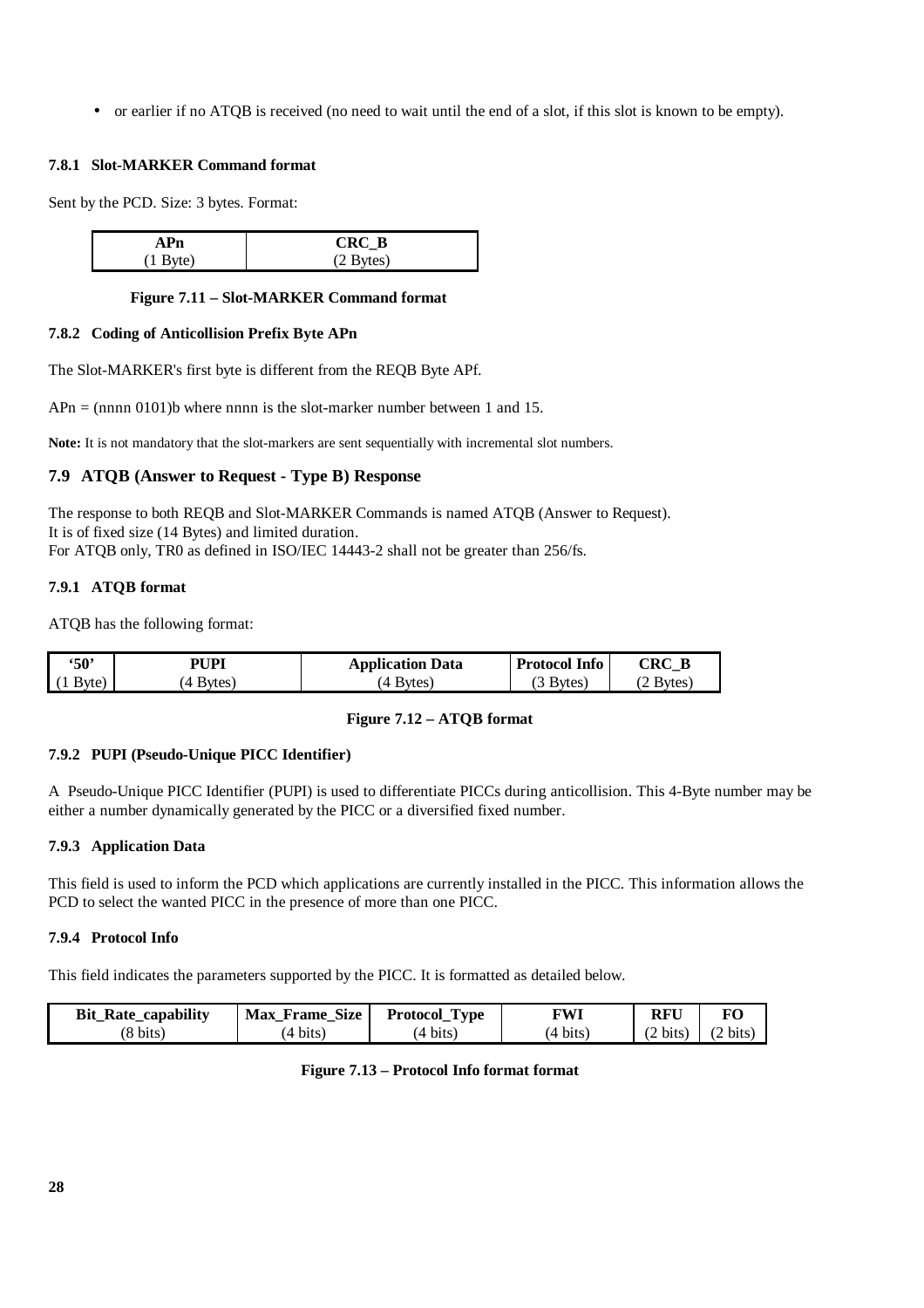- or earlier if no ATQB is received (no need to wait until the end of a slot, if this slot is known to be empty).

#### 7.8.1 Slot-MARKER Command format

Sent by the PCD. Size: 3 bytes. Format:

| APn | CRC_B |
|---|---|
| (1 Byte) | (2 Bytes) |

**Figure 7.11 – Slot-MARKER Command format**

#### 7.8.2 Coding of Anticollision Prefix Byte APn

The Slot-MARKER's first byte is different from the REQB Byte APf.

APn = (nnnn 0101)b where nnnn is the slot-marker number between 1 and 15.

**Note:** It is not mandatory that the slot-markers are sent sequentially with incremental slot numbers.

### 7.9 ATQB (Answer to Request - Type B) Response

The response to both REQB and Slot-MARKER Commands is named ATQB (Answer to Request).
It is of fixed size (14 Bytes) and limited duration.
For ATQB only, TR0 as defined in ISO/IEC 14443-2 shall not be greater than 256/fs.

#### 7.9.1 ATQB format

ATQB has the following format:

| '50' | PUPI | Application Data | Protocol Info | CRC_B |
|---|---|---|---|---|
| (1 Byte) | (4 Bytes) | (4 Bytes) | (3 Bytes) | (2 Bytes) |

**Figure 7.12 – ATQB format**

#### 7.9.2 PUPI (Pseudo-Unique PICC Identifier)

A Pseudo-Unique PICC Identifier (PUPI) is used to differentiate PICCs during anticollision. This 4-Byte number may be either a number dynamically generated by the PICC or a diversified fixed number.

#### 7.9.3 Application Data

This field is used to inform the PCD which applications are currently installed in the PICC. This information allows the PCD to select the wanted PICC in the presence of more than one PICC.

#### 7.9.4 Protocol Info

This field indicates the parameters supported by the PICC. It is formatted as detailed below.

| Bit_Rate_capability | Max_Frame_Size | Protocol_Type | FWI | RFU | FO |
|---|---|---|---|---|---|
| (8 bits) | (4 bits) | (4 bits) | (4 bits) | (2 bits) | (2 bits) |

**Figure 7.13 – Protocol Info format format**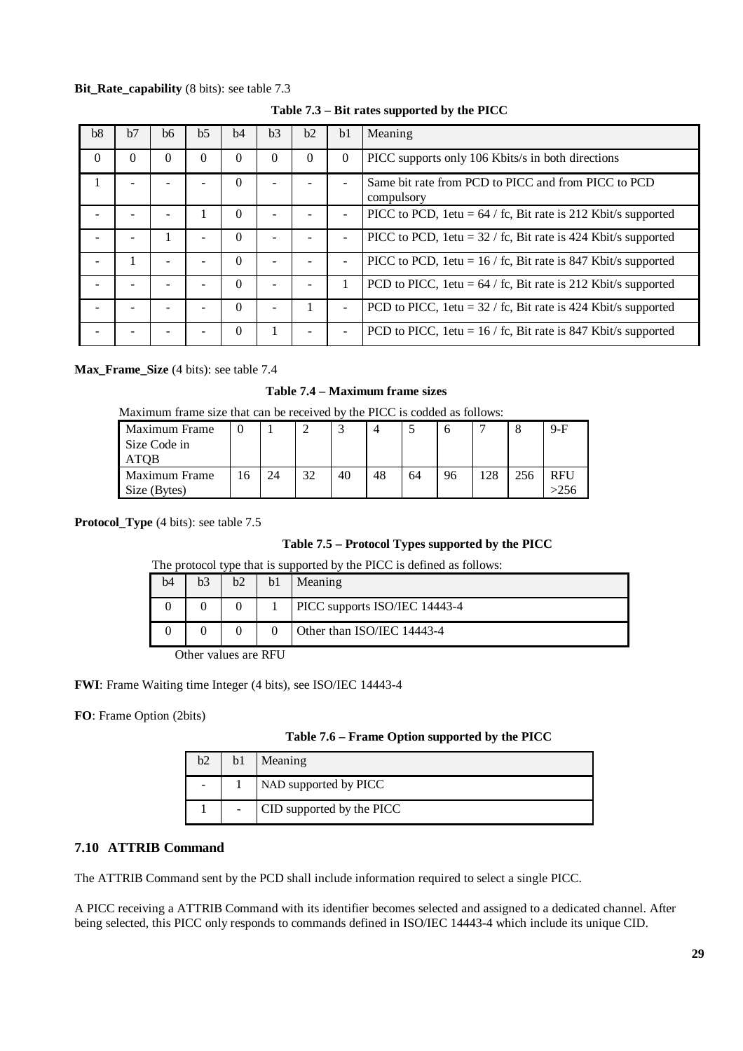**Bit_Rate_capability** (8 bits): see table 7.3

**Table 7.3 – Bit rates supported by the PICC**

| b8 | b7 | b6 | b5 | b4 | b3 | b2 | b1 | Meaning |
|---|---|---|---|---|---|---|---|---|
| 0 | 0 | 0 | 0 | 0 | 0 | 0 | 0 | PICC supports only 106 Kbits/s in both directions |
| 1 | - | - | - | 0 | - | - | - | Same bit rate from PCD to PICC and from PICC to PCD compulsory |
| - | - | - | 1 | 0 | - | - | - | PICC to PCD, 1etu = 64 / fc, Bit rate is 212 Kbit/s supported |
| - | - | 1 | - | 0 | - | - | - | PICC to PCD, 1etu = 32 / fc, Bit rate is 424 Kbit/s supported |
| - | 1 | - | - | 0 | - | - | - | PICC to PCD, 1etu = 16 / fc, Bit rate is 847 Kbit/s supported |
| - | - | - | - | 0 | - | - | 1 | PCD to PICC, 1etu = 64 / fc, Bit rate is 212 Kbit/s supported |
| - | - | - | - | 0 | - | 1 | - | PCD to PICC, 1etu = 32 / fc, Bit rate is 424 Kbit/s supported |
| - | - | - | - | 0 | 1 | - | - | PCD to PICC, 1etu = 16 / fc, Bit rate is 847 Kbit/s supported |

**Max_Frame_Size** (4 bits): see table 7.4

**Table 7.4 – Maximum frame sizes**

Maximum frame size that can be received by the PICC is codded as follows:

| Maximum Frame Size Code in ATQB | 0 | 1 | 2 | 3 | 4 | 5 | 6 | 7 | 8 | 9-F |
|---|---|---|---|---|---|---|---|---|---|---|
| Maximum Frame Size (Bytes) | 16 | 24 | 32 | 40 | 48 | 64 | 96 | 128 | 256 | RFU >256 |

**Protocol_Type** (4 bits): see table 7.5

**Table 7.5 – Protocol Types supported by the PICC**

The protocol type that is supported by the PICC is defined as follows:

| b4 | b3 | b2 | b1 | Meaning |
|---|---|---|---|---|
| 0 | 0 | 0 | 1 | PICC supports ISO/IEC 14443-4 |
| 0 | 0 | 0 | 0 | Other than ISO/IEC 14443-4 |

Other values are RFU

**FWI**: Frame Waiting time Integer (4 bits), see ISO/IEC 14443-4

**FO**: Frame Option (2bits)

**Table 7.6 – Frame Option supported by the PICC**

| b2 | b1 | Meaning |
|---|---|---|
| - | 1 | NAD supported by PICC |
| 1 | - | CID supported by the PICC |

### 7.10 ATTRIB Command

The ATTRIB Command sent by the PCD shall include information required to select a single PICC.

A PICC receiving a ATTRIB Command with its identifier becomes selected and assigned to a dedicated channel. After being selected, this PICC only responds to commands defined in ISO/IEC 14443-4 which include its unique CID.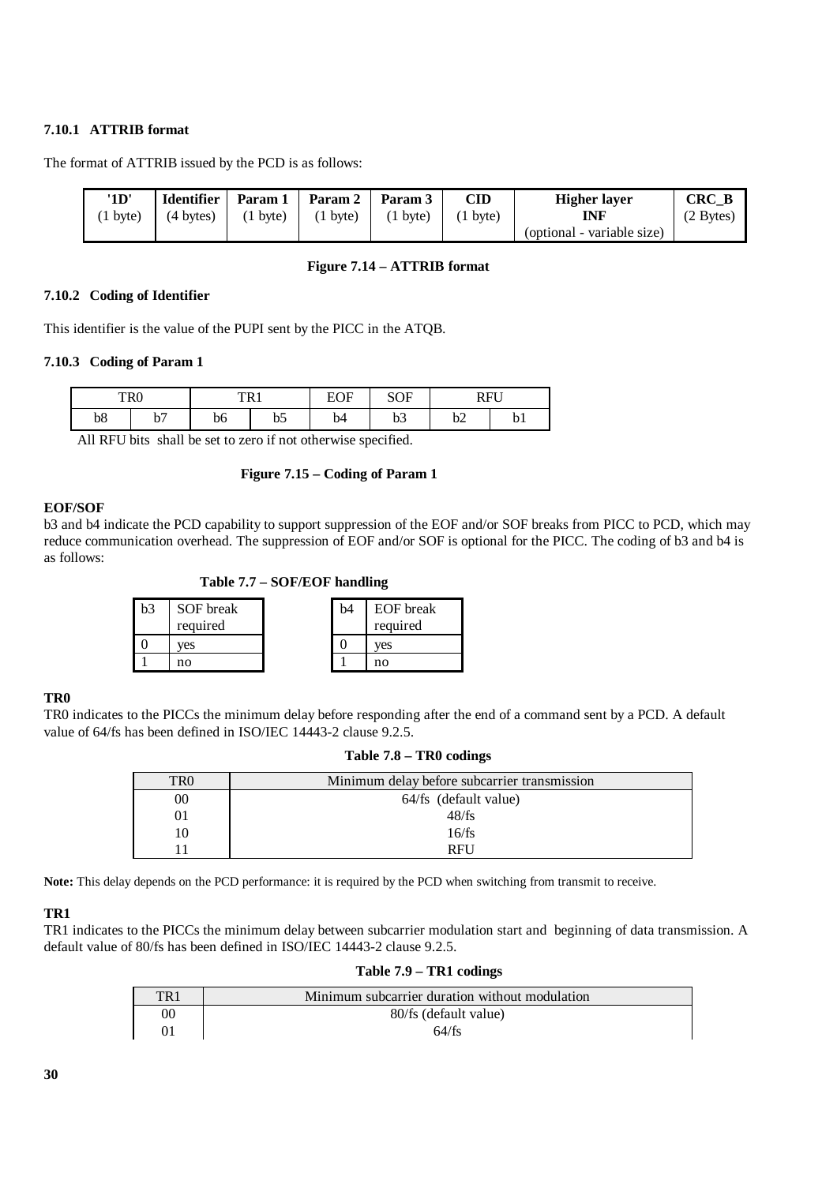#### 7.10.1 ATTRIB format

The format of ATTRIB issued by the PCD is as follows:

| '1D' (1 byte) | Identifier (4 bytes) | Param 1 (1 byte) | Param 2 (1 byte) | Param 3 (1 byte) | CID (1 byte) | Higher layer INF (optional - variable size) | CRC_B (2 Bytes) |
|---|---|---|---|---|---|---|---|

**Figure 7.14 – ATTRIB format**

#### 7.10.2 Coding of Identifier

This identifier is the value of the PUPI sent by the PICC in the ATQB.

#### 7.10.3 Coding of Param 1

| TR0 | | TR1 | | EOF | SOF | RFU | |
|---|---|---|---|---|---|---|---|
| b8 | b7 | b6 | b5 | b4 | b3 | b2 | b1 |

All RFU bits shall be set to zero if not otherwise specified.

**Figure 7.15 – Coding of Param 1**

**EOF/SOF**

b3 and b4 indicate the PCD capability to support suppression of the EOF and/or SOF breaks from PICC to PCD, which may reduce communication overhead. The suppression of EOF and/or SOF is optional for the PICC. The coding of b3 and b4 is as follows:

**Table 7.7 – SOF/EOF handling**

| b3 | SOF break required |
|---|---|
| 0 | yes |
| 1 | no |

| b4 | EOF break required |
|---|---|
| 0 | yes |
| 1 | no |

**TR0**

TR0 indicates to the PICCs the minimum delay before responding after the end of a command sent by a PCD. A default value of 64/fs has been defined in ISO/IEC 14443-2 clause 9.2.5.

**Table 7.8 – TR0 codings**

| TR0 | Minimum delay before subcarrier transmission |
|---|---|
| 00 | 64/fs (default value) |
| 01 | 48/fs |
| 10 | 16/fs |
| 11 | RFU |

**Note:** This delay depends on the PCD performance: it is required by the PCD when switching from transmit to receive.

**TR1**

TR1 indicates to the PICCs the minimum delay between subcarrier modulation start and beginning of data transmission. A default value of 80/fs has been defined in ISO/IEC 14443-2 clause 9.2.5.

**Table 7.9 – TR1 codings**

| TR1 | Minimum subcarrier duration without modulation |
|---|---|
| 00 | 80/fs (default value) |
| 01 | 64/fs |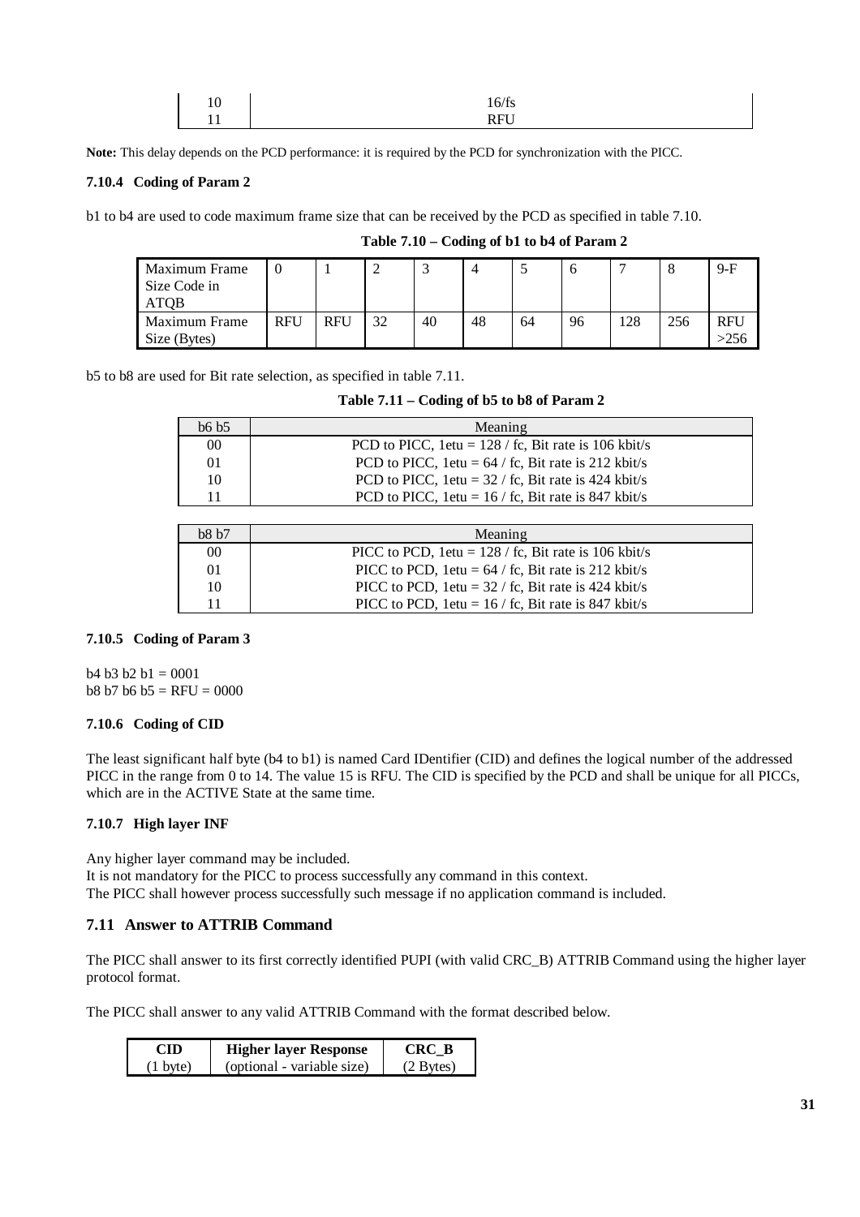| 10 | 16/fs |
|---|---|
| 11 | RFU |

**Note:** This delay depends on the PCD performance: it is required by the PCD for synchronization with the PICC.

### 7.10.4 Coding of Param 2

b1 to b4 are used to code maximum frame size that can be received by the PCD as specified in table 7.10.

**Table 7.10 – Coding of b1 to b4 of Param 2**

| Maximum Frame Size Code in ATQB | 0 | 1 | 2 | 3 | 4 | 5 | 6 | 7 | 8 | 9-F |
|---|---|---|---|---|---|---|---|---|---|---|
| Maximum Frame Size (Bytes) | RFU | RFU | 32 | 40 | 48 | 64 | 96 | 128 | 256 | RFU >256 |

b5 to b8 are used for Bit rate selection, as specified in table 7.11.

**Table 7.11 – Coding of b5 to b8 of Param 2**

| b6 b5 | Meaning |
|---|---|
| 00 | PCD to PICC, 1etu = 128 / fc, Bit rate is 106 kbit/s |
| 01 | PCD to PICC, 1etu = 64 / fc, Bit rate is 212 kbit/s |
| 10 | PCD to PICC, 1etu = 32 / fc, Bit rate is 424 kbit/s |
| 11 | PCD to PICC, 1etu = 16 / fc, Bit rate is 847 kbit/s |

| b8 b7 | Meaning |
|---|---|
| 00 | PICC to PCD, 1etu = 128 / fc, Bit rate is 106 kbit/s |
| 01 | PICC to PCD, 1etu = 64 / fc, Bit rate is 212 kbit/s |
| 10 | PICC to PCD, 1etu = 32 / fc, Bit rate is 424 kbit/s |
| 11 | PICC to PCD, 1etu = 16 / fc, Bit rate is 847 kbit/s |

### 7.10.5 Coding of Param 3

b4 b3 b2 b1 = 0001
b8 b7 b6 b5 = RFU = 0000

### 7.10.6 Coding of CID

The least significant half byte (b4 to b1) is named Card IDentifier (CID) and defines the logical number of the addressed PICC in the range from 0 to 14. The value 15 is RFU. The CID is specified by the PCD and shall be unique for all PICCs, which are in the ACTIVE State at the same time.

### 7.10.7 High layer INF

Any higher layer command may be included.
It is not mandatory for the PICC to process successfully any command in this context.
The PICC shall however process successfully such message if no application command is included.

## 7.11 Answer to ATTRIB Command

The PICC shall answer to its first correctly identified PUPI (with valid CRC_B) ATTRIB Command using the higher layer protocol format.

The PICC shall answer to any valid ATTRIB Command with the format described below.

| **CID** | **Higher layer Response** | **CRC_B** |
|---|---|---|
| (1 byte) | (optional - variable size) | (2 Bytes) |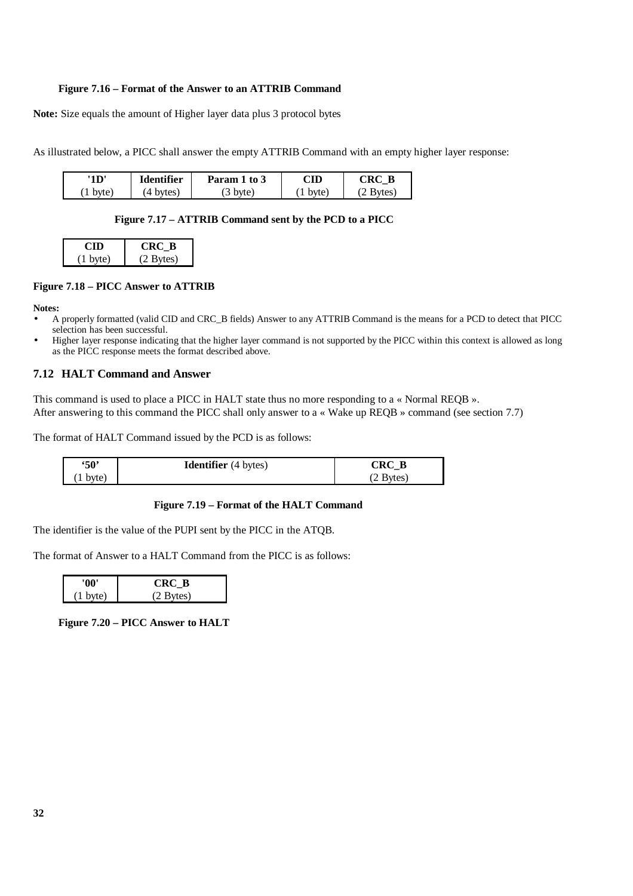**Figure 7.16 – Format of the Answer to an ATTRIB Command**

**Note:** Size equals the amount of Higher layer data plus 3 protocol bytes

As illustrated below, a PICC shall answer the empty ATTRIB Command with an empty higher layer response:

| '1D' | Identifier | Param 1 to 3 | CID | CRC_B |
|---|---|---|---|---|
| (1 byte) | (4 bytes) | (3 byte) | (1 byte) | (2 Bytes) |

**Figure 7.17 – ATTRIB Command sent by the PCD to a PICC**

| CID | CRC_B |
|---|---|
| (1 byte) | (2 Bytes) |

**Figure 7.18 – PICC Answer to ATTRIB**

**Notes:**

- A properly formatted (valid CID and CRC_B fields) Answer to any ATTRIB Command is the means for a PCD to detect that PICC selection has been successful.
- Higher layer response indicating that the higher layer command is not supported by the PICC within this context is allowed as long as the PICC response meets the format described above.

## 7.12 HALT Command and Answer

This command is used to place a PICC in HALT state thus no more responding to a « Normal REQB ».
After answering to this command the PICC shall only answer to a « Wake up REQB » command (see section 7.7)

The format of HALT Command issued by the PCD is as follows:

| '50' | **Identifier** (4 bytes) | CRC_B |
|---|---|---|
| (1 byte) | | (2 Bytes) |

**Figure 7.19 – Format of the HALT Command**

The identifier is the value of the PUPI sent by the PICC in the ATQB.

The format of Answer to a HALT Command from the PICC is as follows:

| '00' | CRC_B |
|---|---|
| (1 byte) | (2 Bytes) |

**Figure 7.20 – PICC Answer to HALT**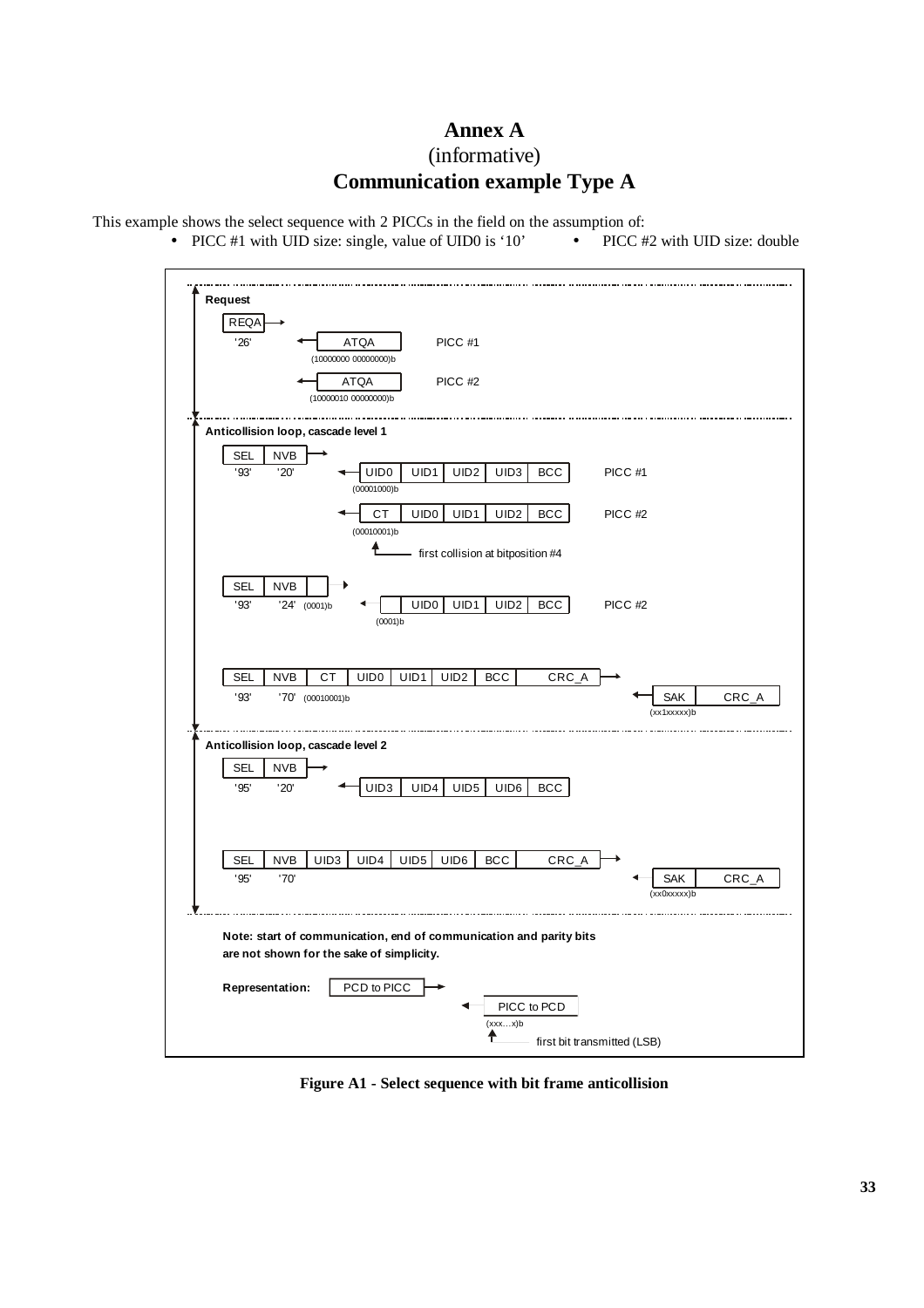# Annex A
(informative)
**Communication example Type A**

This example shows the select sequence with 2 PICCs in the field on the assumption of:

- PICC #1 with UID size: single, value of UID0 is '10'
- PICC #2 with UID size: double

**Request**

REQA → '26'

← ATQA (10000000 00000000)b PICC #1

← ATQA (10000010 00000000)b PICC #2

**Anticollision loop, cascade level 1**

SEL NVB → '93' '20'

← UID0 UID1 UID2 UID3 BCC (00001000)b PICC #1

← CT UID0 UID1 UID2 BCC (00010001)b PICC #2

first collision at bitposition #4

SEL NVB → '93' '24' (0001)b

← UID0 UID1 UID2 BCC (0001)b PICC #2

SEL NVB CT UID0 UID1 UID2 BCC CRC_A → '93' '70' (00010001)b

← SAK CRC_A (xx1xxxxx)b

**Anticollision loop, cascade level 2**

SEL NVB → '95' '20'

← UID3 UID4 UID5 UID6 BCC

SEL NVB UID3 UID4 UID5 UID6 BCC CRC_A → '95' '70'

← SAK CRC_A (xx0xxxxx)b

**Note: start of communication, end of communication and parity bits are not shown for the sake of simplicity.**

**Representation:** PCD to PICC → ; ← PICC to PCD (xxx…x)b ; first bit transmitted (LSB)

**Figure A1 - Select sequence with bit frame anticollision**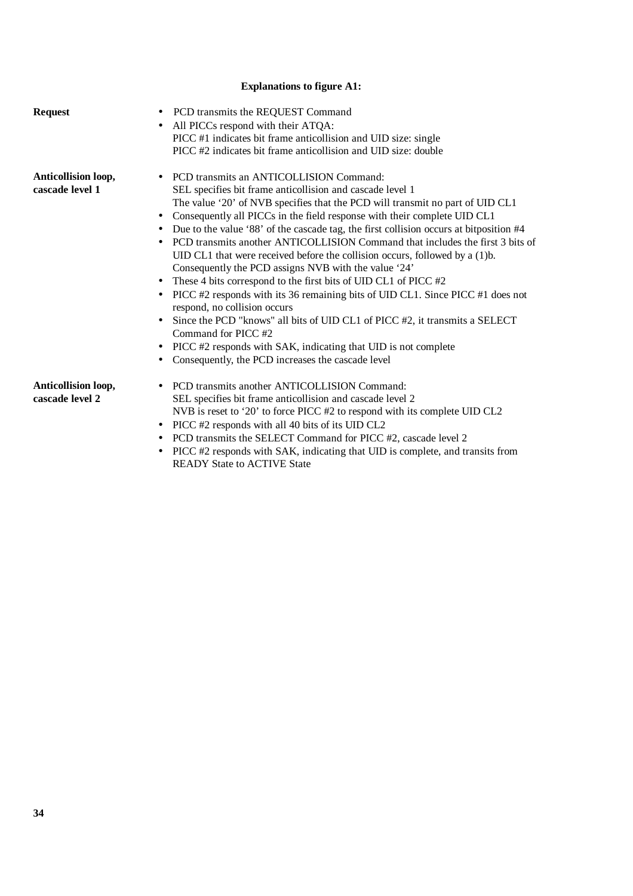**Explanations to figure A1:**

**Request**

- PCD transmits the REQUEST Command
- All PICCs respond with their ATQA:
  PICC #1 indicates bit frame anticollision and UID size: single
  PICC #2 indicates bit frame anticollision and UID size: double

**Anticollision loop, cascade level 1**

- PCD transmits an ANTICOLLISION Command:
  SEL specifies bit frame anticollision and cascade level 1
  The value '20' of NVB specifies that the PCD will transmit no part of UID CL1
- Consequently all PICCs in the field response with their complete UID CL1
- Due to the value '88' of the cascade tag, the first collision occurs at bitposition #4
- PCD transmits another ANTICOLLISION Command that includes the first 3 bits of UID CL1 that were received before the collision occurs, followed by a (1)b. Consequently the PCD assigns NVB with the value '24'
- These 4 bits correspond to the first bits of UID CL1 of PICC #2
- PICC #2 responds with its 36 remaining bits of UID CL1. Since PICC #1 does not respond, no collision occurs
- Since the PCD "knows" all bits of UID CL1 of PICC #2, it transmits a SELECT Command for PICC #2
- PICC #2 responds with SAK, indicating that UID is not complete
- Consequently, the PCD increases the cascade level

**Anticollision loop, cascade level 2**

- PCD transmits another ANTICOLLISION Command:
  SEL specifies bit frame anticollision and cascade level 2
  NVB is reset to '20' to force PICC #2 to respond with its complete UID CL2
- PICC #2 responds with all 40 bits of its UID CL2
- PCD transmits the SELECT Command for PICC #2, cascade level 2
- PICC #2 responds with SAK, indicating that UID is complete, and transits from READY State to ACTIVE State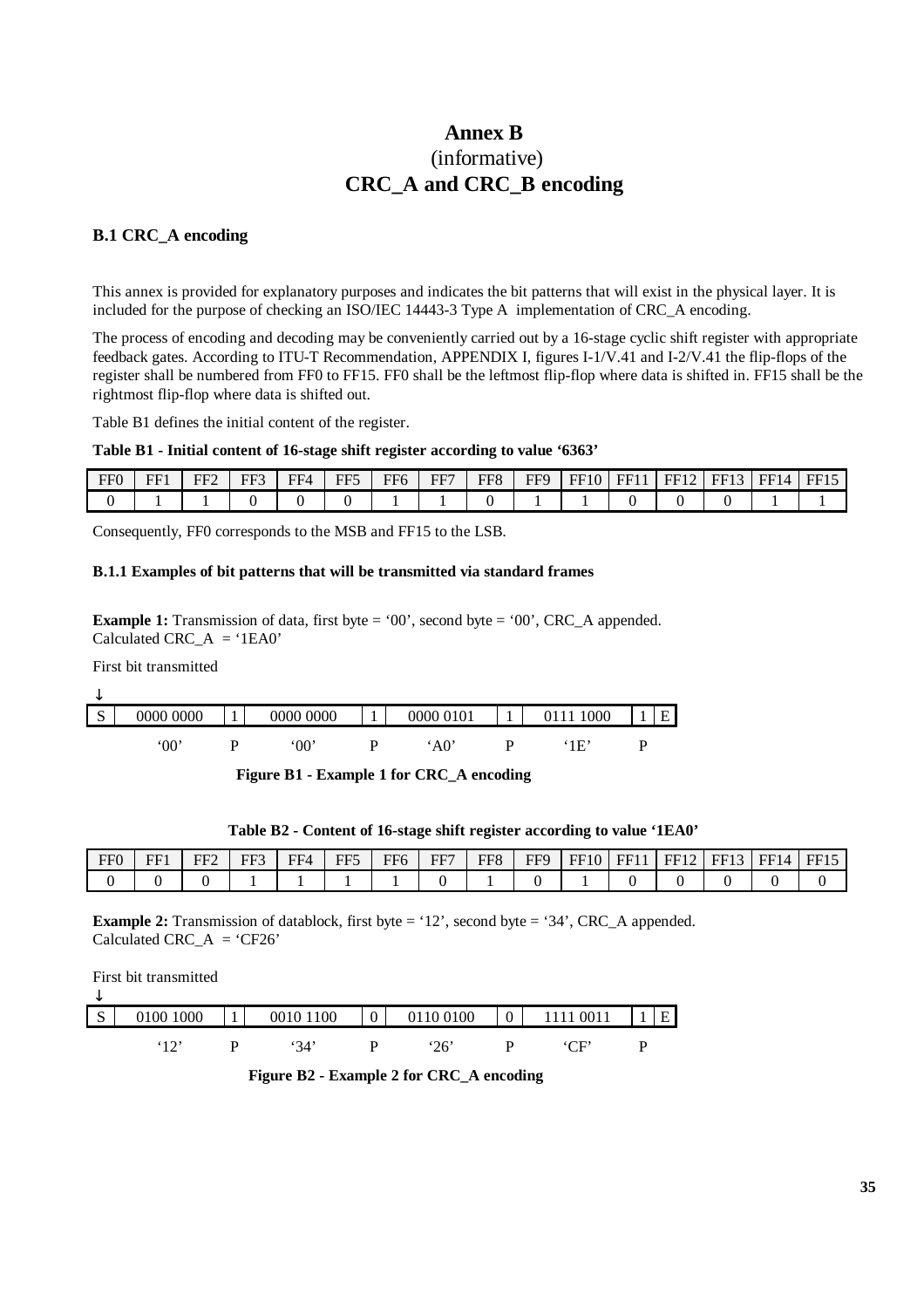# Annex B
(informative)
# CRC_A and CRC_B encoding

### B.1 CRC_A encoding

This annex is provided for explanatory purposes and indicates the bit patterns that will exist in the physical layer. It is included for the purpose of checking an ISO/IEC 14443-3 Type A implementation of CRC_A encoding.

The process of encoding and decoding may be conveniently carried out by a 16-stage cyclic shift register with appropriate feedback gates. According to ITU-T Recommendation, APPENDIX I, figures I-1/V.41 and I-2/V.41 the flip-flops of the register shall be numbered from FF0 to FF15. FF0 shall be the leftmost flip-flop where data is shifted in. FF15 shall be the rightmost flip-flop where data is shifted out.

Table B1 defines the initial content of the register.

**Table B1 - Initial content of 16-stage shift register according to value '6363'**

| FF0 | FF1 | FF2 | FF3 | FF4 | FF5 | FF6 | FF7 | FF8 | FF9 | FF10 | FF11 | FF12 | FF13 | FF14 | FF15 |
|---|---|---|---|---|---|---|---|---|---|---|---|---|---|---|---|
| 0 | 1 | 1 | 0 | 0 | 0 | 1 | 1 | 0 | 1 | 1 | 0 | 0 | 0 | 1 | 1 |

Consequently, FF0 corresponds to the MSB and FF15 to the LSB.

#### B.1.1 Examples of bit patterns that will be transmitted via standard frames

**Example 1:** Transmission of data, first byte = '00', second byte = '00', CRC_A appended.
Calculated CRC_A = '1EA0'

First bit transmitted

↓

| S | 0000 0000 | 1 | 0000 0000 | 1 | 0000 0101 | 1 | 0111 1000 | 1 | E |
|---|---|---|---|---|---|---|---|---|---|
| | '00' | P | '00' | P | 'A0' | P | '1E' | P | |

**Figure B1 - Example 1 for CRC_A encoding**

**Table B2 - Content of 16-stage shift register according to value '1EA0'**

| FF0 | FF1 | FF2 | FF3 | FF4 | FF5 | FF6 | FF7 | FF8 | FF9 | FF10 | FF11 | FF12 | FF13 | FF14 | FF15 |
|---|---|---|---|---|---|---|---|---|---|---|---|---|---|---|---|
| 0 | 0 | 0 | 1 | 1 | 1 | 1 | 0 | 1 | 0 | 1 | 0 | 0 | 0 | 0 | 0 |

**Example 2:** Transmission of datablock, first byte = '12', second byte = '34', CRC_A appended.
Calculated CRC_A = 'CF26'

First bit transmitted

↓

| S | 0100 1000 | 1 | 0010 1100 | 0 | 0110 0100 | 0 | 1111 0011 | 1 | E |
|---|---|---|---|---|---|---|---|---|---|
| | '12' | P | '34' | P | '26' | P | 'CF' | P | |

**Figure B2 - Example 2 for CRC_A encoding**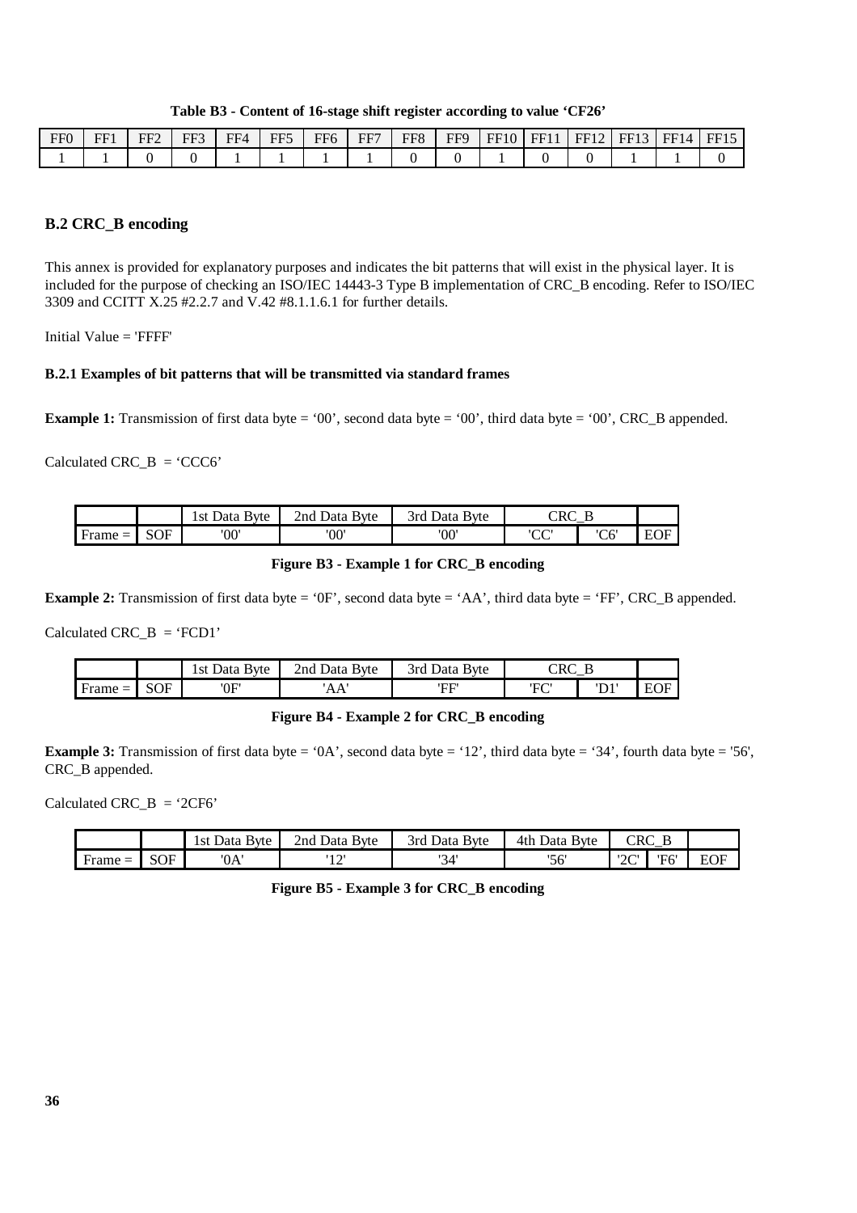**Table B3 - Content of 16-stage shift register according to value ‘CF26’**

| FF0 | FF1 | FF2 | FF3 | FF4 | FF5 | FF6 | FF7 | FF8 | FF9 | FF10 | FF11 | FF12 | FF13 | FF14 | FF15 |
|---|---|---|---|---|---|---|---|---|---|---|---|---|---|---|---|
| 1 | 1 | 0 | 0 | 1 | 1 | 1 | 1 | 0 | 0 | 1 | 0 | 0 | 1 | 1 | 0 |

## B.2 CRC_B encoding

This annex is provided for explanatory purposes and indicates the bit patterns that will exist in the physical layer. It is included for the purpose of checking an ISO/IEC 14443-3 Type B implementation of CRC_B encoding. Refer to ISO/IEC 3309 and CCITT X.25 #2.2.7 and V.42 #8.1.1.6.1 for further details.

Initial Value = 'FFFF'

### B.2.1 Examples of bit patterns that will be transmitted via standard frames

**Example 1:** Transmission of first data byte = ‘00’, second data byte = ‘00’, third data byte = ‘00’, CRC_B appended.

Calculated CRC_B = ‘CCC6’

| | | 1st Data Byte | 2nd Data Byte | 3rd Data Byte | CRC_B | | |
|---|---|---|---|---|---|---|---|
| Frame = | SOF | '00' | '00' | '00' | 'CC' | 'C6' | EOF |

**Figure B3 - Example 1 for CRC_B encoding**

**Example 2:** Transmission of first data byte = ‘0F’, second data byte = ‘AA’, third data byte = ‘FF’, CRC_B appended.

Calculated CRC_B = ‘FCD1’

| | | 1st Data Byte | 2nd Data Byte | 3rd Data Byte | CRC_B | | |
|---|---|---|---|---|---|---|---|
| Frame = | SOF | '0F' | 'AA' | 'FF' | 'FC' | 'D1' | EOF |

**Figure B4 - Example 2 for CRC_B encoding**

**Example 3:** Transmission of first data byte = ‘0A’, second data byte = ‘12’, third data byte = ‘34’, fourth data byte = '56', CRC_B appended.

Calculated CRC_B = ‘2CF6’

| | | 1st Data Byte | 2nd Data Byte | 3rd Data Byte | 4th Data Byte | CRC_B | | |
|---|---|---|---|---|---|---|---|---|
| Frame = | SOF | '0A' | '12' | '34' | '56' | '2C' | 'F6' | EOF |

**Figure B5 - Example 3 for CRC_B encoding**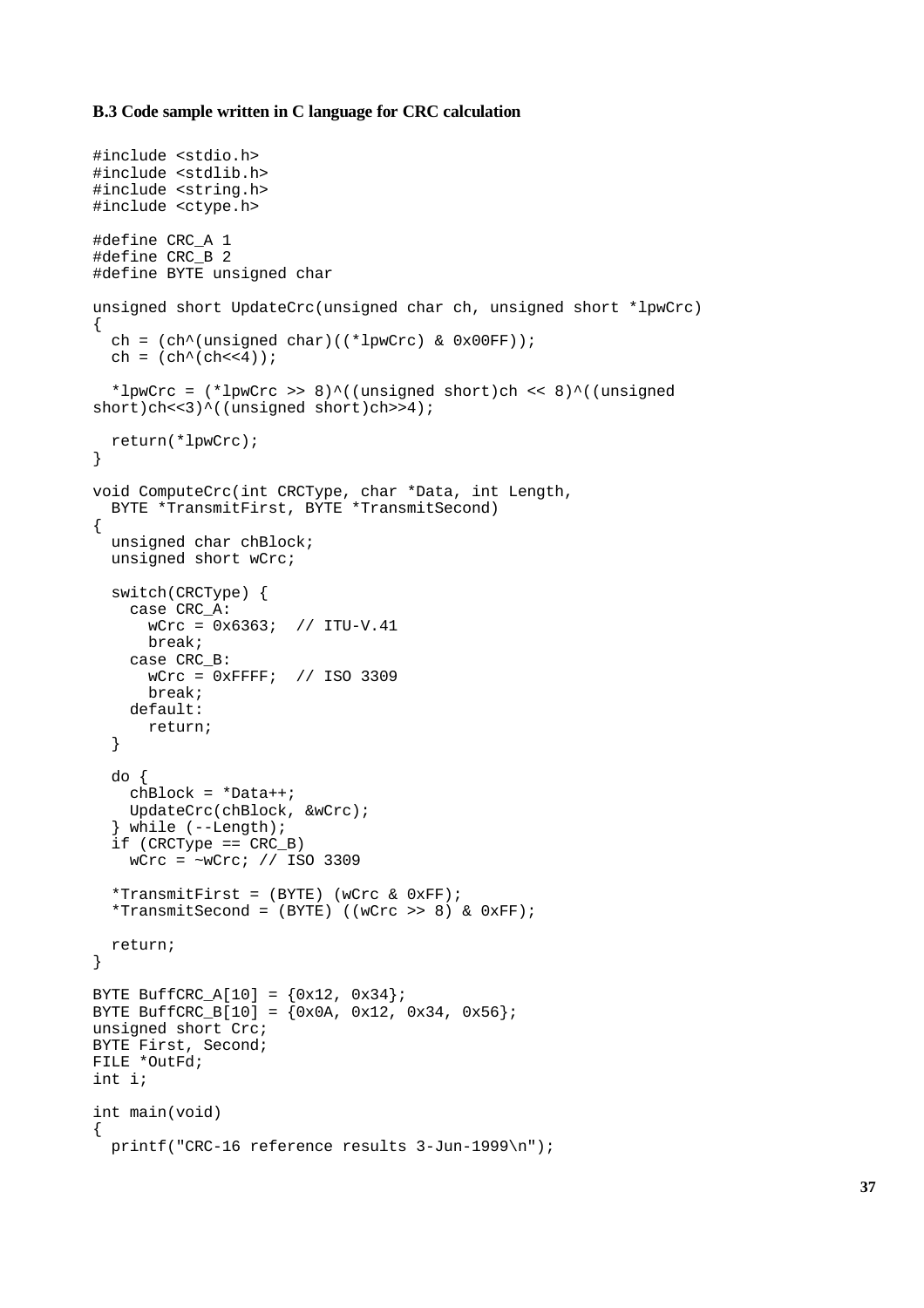**B.3 Code sample written in C language for CRC calculation**

```
#include <stdio.h>
#include <stdlib.h>
#include <string.h>
#include <ctype.h>

#define CRC_A 1
#define CRC_B 2
#define BYTE unsigned char

unsigned short UpdateCrc(unsigned char ch, unsigned short *lpwCrc)
{
  ch = (ch^(unsigned char)((*lpwCrc) & 0x00FF));
  ch = (ch^(ch<<4));

  *lpwCrc = (*lpwCrc >> 8)^((unsigned short)ch << 8)^((unsigned
short)ch<<3)^((unsigned short)ch>>4);

  return(*lpwCrc);
}

void ComputeCrc(int CRCType, char *Data, int Length,
  BYTE *TransmitFirst, BYTE *TransmitSecond)
{
  unsigned char chBlock;
  unsigned short wCrc;

  switch(CRCType) {
    case CRC_A:
      wCrc = 0x6363;  // ITU-V.41
      break;
    case CRC_B:
      wCrc = 0xFFFF;  // ISO 3309
      break;
    default:
      return;
  }

  do {
    chBlock = *Data++;
    UpdateCrc(chBlock, &wCrc);
  } while (--Length);
  if (CRCType == CRC_B)
    wCrc = ~wCrc; // ISO 3309

  *TransmitFirst = (BYTE) (wCrc & 0xFF);
  *TransmitSecond = (BYTE) ((wCrc >> 8) & 0xFF);

  return;
}

BYTE BuffCRC_A[10] = {0x12, 0x34};
BYTE BuffCRC_B[10] = {0x0A, 0x12, 0x34, 0x56};
unsigned short Crc;
BYTE First, Second;
FILE *OutFd;
int i;

int main(void)
{
  printf("CRC-16 reference results 3-Jun-1999\n");
```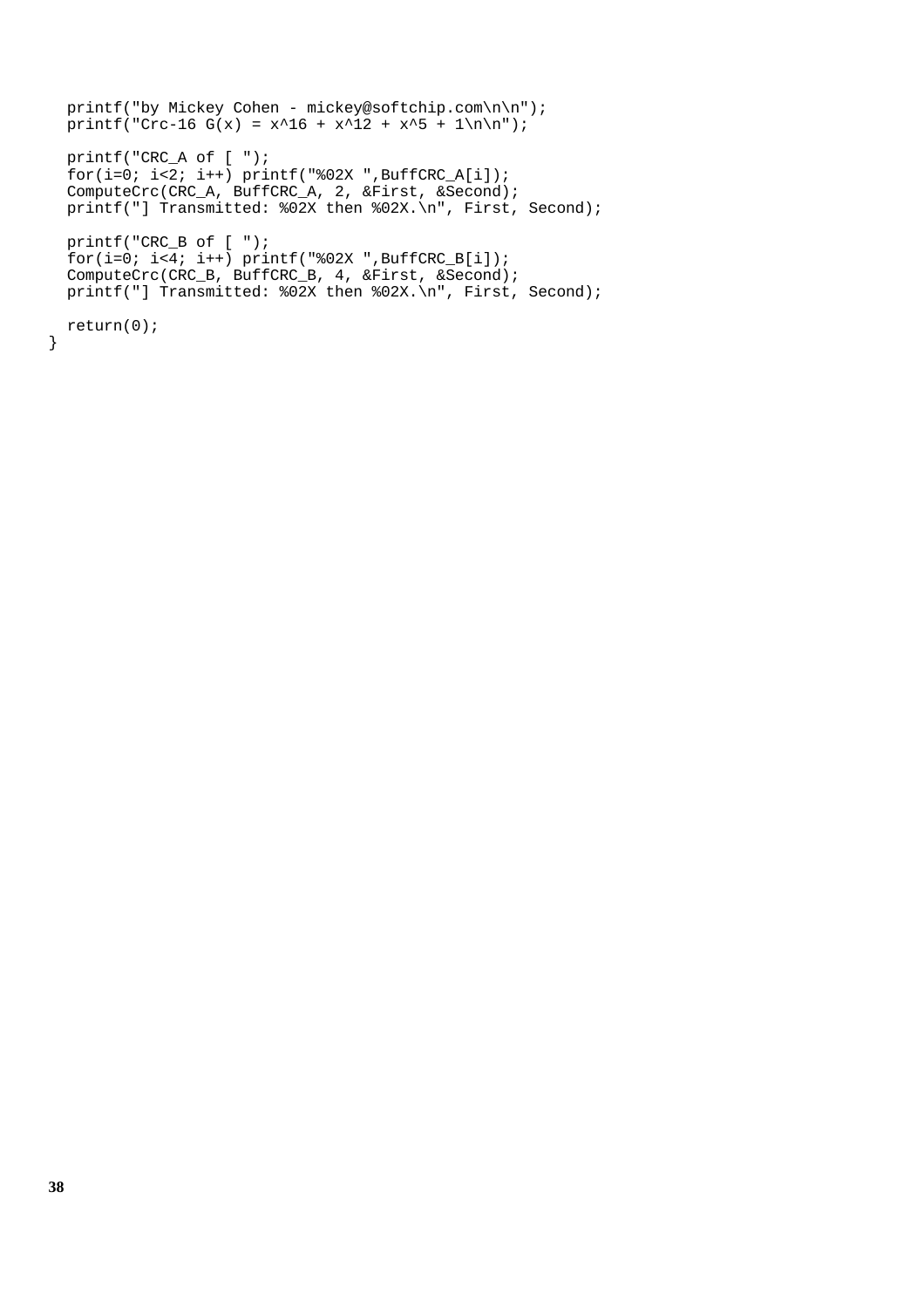```
  printf("by Mickey Cohen - mickey@softchip.com\n\n");
  printf("Crc-16 G(x) = x^16 + x^12 + x^5 + 1\n\n");

  printf("CRC_A of [ ");
  for(i=0; i<2; i++) printf("%02X ",BuffCRC_A[i]);
  ComputeCrc(CRC_A, BuffCRC_A, 2, &First, &Second);
  printf("] Transmitted: %02X then %02X.\n", First, Second);

  printf("CRC_B of [ ");
  for(i=0; i<4; i++) printf("%02X ",BuffCRC_B[i]);
  ComputeCrc(CRC_B, BuffCRC_B, 4, &First, &Second);
  printf("] Transmitted: %02X then %02X.\n", First, Second);

  return(0);
}
```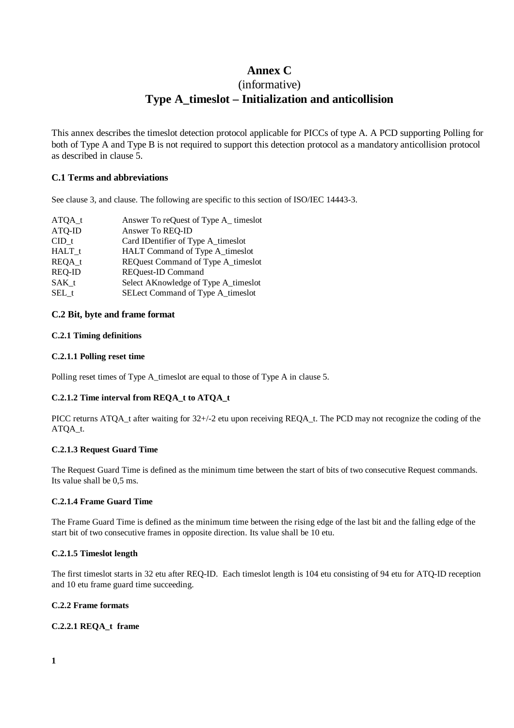# Annex C
(informative)
# Type A_timeslot – Initialization and anticollision

This annex describes the timeslot detection protocol applicable for PICCs of type A. A PCD supporting Polling for both of Type A and Type B is not required to support this detection protocol as a mandatory anticollision protocol as described in clause 5.

### C.1 Terms and abbreviations

See clause 3, and clause. The following are specific to this section of ISO/IEC 14443-3.

| | |
|---|---|
| ATQA_t | Answer To reQuest of Type A_ timeslot |
| ATQ-ID | Answer To REQ-ID |
| CID_t | Card IDentifier of Type A_timeslot |
| HALT_t | HALT Command of Type A_timeslot |
| REQA_t | REQuest Command of Type A_timeslot |
| REQ-ID | REQuest-ID Command |
| SAK_t | Select AKnowledge of Type A_timeslot |
| SEL_t | SELect Command of Type A_timeslot |

### C.2 Bit, byte and frame format

#### C.2.1 Timing definitions

##### C.2.1.1 Polling reset time

Polling reset times of Type A_timeslot are equal to those of Type A in clause 5.

##### C.2.1.2 Time interval from REQA_t to ATQA_t

PICC returns ATQA_t after waiting for 32+/-2 etu upon receiving REQA_t. The PCD may not recognize the coding of the ATQA_t.

##### C.2.1.3 Request Guard Time

The Request Guard Time is defined as the minimum time between the start of bits of two consecutive Request commands. Its value shall be 0,5 ms.

##### C.2.1.4 Frame Guard Time

The Frame Guard Time is defined as the minimum time between the rising edge of the last bit and the falling edge of the start bit of two consecutive frames in opposite direction. Its value shall be 10 etu.

##### C.2.1.5 Timeslot length

The first timeslot starts in 32 etu after REQ-ID. Each timeslot length is 104 etu consisting of 94 etu for ATQ-ID reception and 10 etu frame guard time succeeding.

#### C.2.2 Frame formats

##### C.2.2.1 REQA_t frame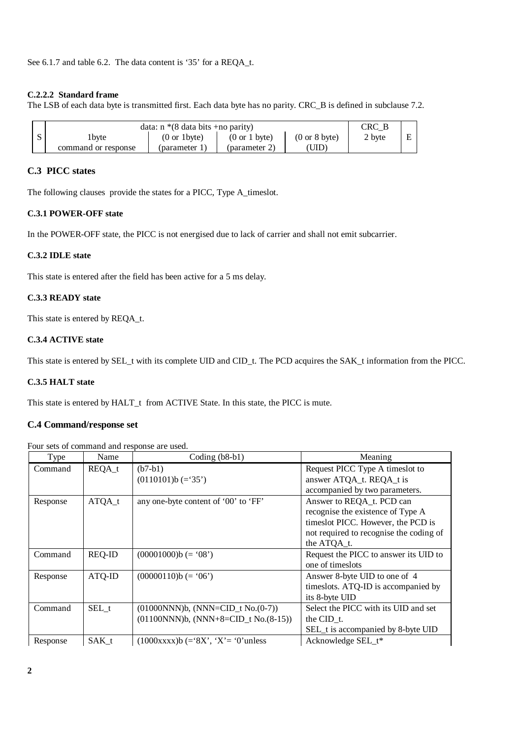See 6.1.7 and table 6.2. The data content is '35' for a REQA_t.

#### C.2.2.2 Standard frame

The LSB of each data byte is transmitted first. Each data byte has no parity. CRC_B is defined in subclause 7.2.

| S | data: n *(8 data bits +no parity) | | | | CRC_B | E |
|---|---|---|---|---|---|---|
| | 1byte command or response | (0 or 1byte) (parameter 1) | (0 or 1 byte) (parameter 2) | (0 or 8 byte) (UID) | 2 byte | |

### C.3 PICC states

The following clauses provide the states for a PICC, Type A_timeslot.

#### C.3.1 POWER-OFF state

In the POWER-OFF state, the PICC is not energised due to lack of carrier and shall not emit subcarrier.

#### C.3.2 IDLE state

This state is entered after the field has been active for a 5 ms delay.

#### C.3.3 READY state

This state is entered by REQA_t.

#### C.3.4 ACTIVE state

This state is entered by SEL_t with its complete UID and CID_t. The PCD acquires the SAK_t information from the PICC.

#### C.3.5 HALT state

This state is entered by HALT_t from ACTIVE State. In this state, the PICC is mute.

### C.4 Command/response set

Four sets of command and response are used.

| Type | Name | Coding (b8-b1) | Meaning |
|---|---|---|---|
| Command | REQA_t | (b7-b1) (0110101)b (='35') | Request PICC Type A timeslot to answer ATQA_t. REQA_t is accompanied by two parameters. |
| Response | ATQA_t | any one-byte content of '00' to 'FF' | Answer to REQA_t. PCD can recognise the existence of Type A timeslot PICC. However, the PCD is not required to recognise the coding of the ATQA_t. |
| Command | REQ-ID | (00001000)b (= '08') | Request the PICC to answer its UID to one of timeslots |
| Response | ATQ-ID | (00000110)b (= '06') | Answer 8-byte UID to one of 4 timeslots. ATQ-ID is accompanied by its 8-byte UID |
| Command | SEL_t | (01000NNN)b, (NNN=CID_t No.(0-7)) (01100NNN)b, (NNN+8=CID_t No.(8-15)) | Select the PICC with its UID and set the CID_t. SEL_t is accompanied by 8-byte UID |
| Response | SAK_t | (1000xxxx)b (='8X', 'X'= '0'unless | Acknowledge SEL_t* |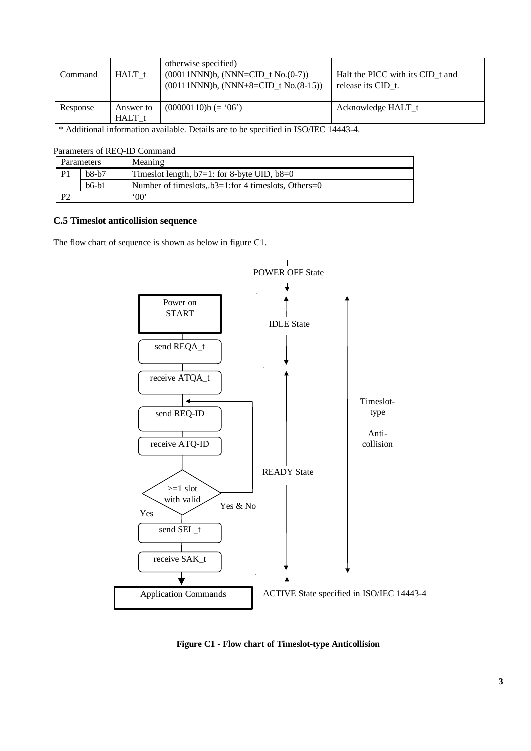|  |  | otherwise specified) |  |
|---|---|---|---|
| Command | HALT_t | (00011NNN)b, (NNN=CID_t No.(0-7))<br>(00111NNN)b, (NNN+8=CID_t No.(8-15)) | Halt the PICC with its CID_t and release its CID_t. |
| Response | Answer to HALT_t | (00000110)b (= '06') | Acknowledge HALT_t |

* Additional information available. Details are to be specified in ISO/IEC 14443-4.

Parameters of REQ-ID Command

| Parameters | | Meaning |
|---|---|---|
| P1 | b8-b7 | Timeslot length, b7=1: for 8-byte UID, b8=0 |
| | b6-b1 | Number of timeslots,.b3=1:for 4 timeslots, Others=0 |
| P2 | | '00' |

### C.5 Timeslot anticollision sequence

The flow chart of sequence is shown as below in figure C1.

POWER OFF State

Power on START → send REQA_t → receive ATQA_t → send REQ-ID → receive ATQ-ID → >=1 slot with valid (Yes & No: back to send REQ-ID; Yes) → send SEL_t → receive SAK_t → Application Commands

IDLE State

READY State

Timeslot-type Anti-collision

ACTIVE State specified in ISO/IEC 14443-4

**Figure C1 - Flow chart of Timeslot-type Anticollision**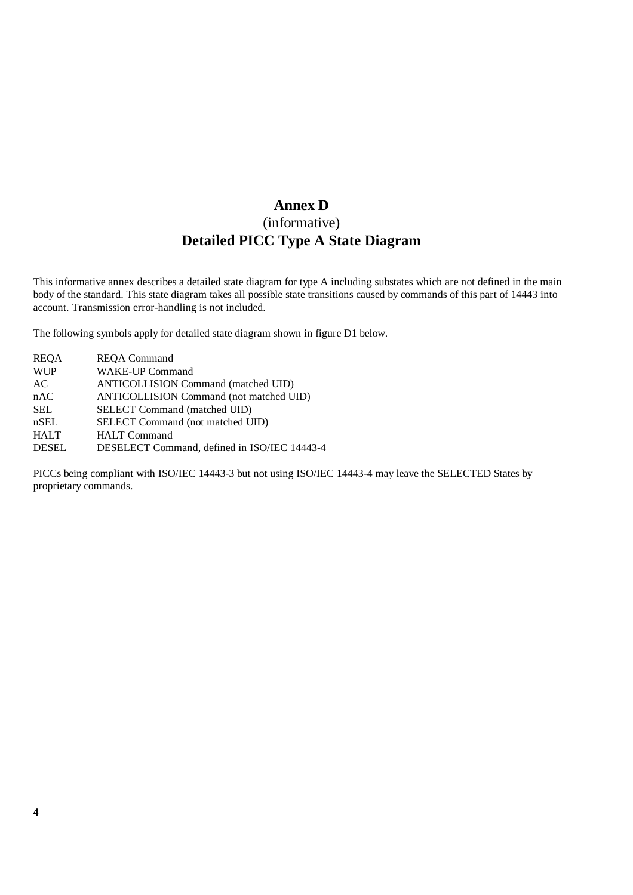# Annex D
(informative)
**Detailed PICC Type A State Diagram**

This informative annex describes a detailed state diagram for type A including substates which are not defined in the main body of the standard. This state diagram takes all possible state transitions caused by commands of this part of 14443 into account. Transmission error-handling is not included.

The following symbols apply for detailed state diagram shown in figure D1 below.

| | |
|---|---|
| REQA | REQA Command |
| WUP | WAKE-UP Command |
| AC | ANTICOLLISION Command (matched UID) |
| nAC | ANTICOLLISION Command (not matched UID) |
| SEL | SELECT Command (matched UID) |
| nSEL | SELECT Command (not matched UID) |
| HALT | HALT Command |
| DESEL | DESELECT Command, defined in ISO/IEC 14443-4 |

PICCs being compliant with ISO/IEC 14443-3 but not using ISO/IEC 14443-4 may leave the SELECTED States by proprietary commands.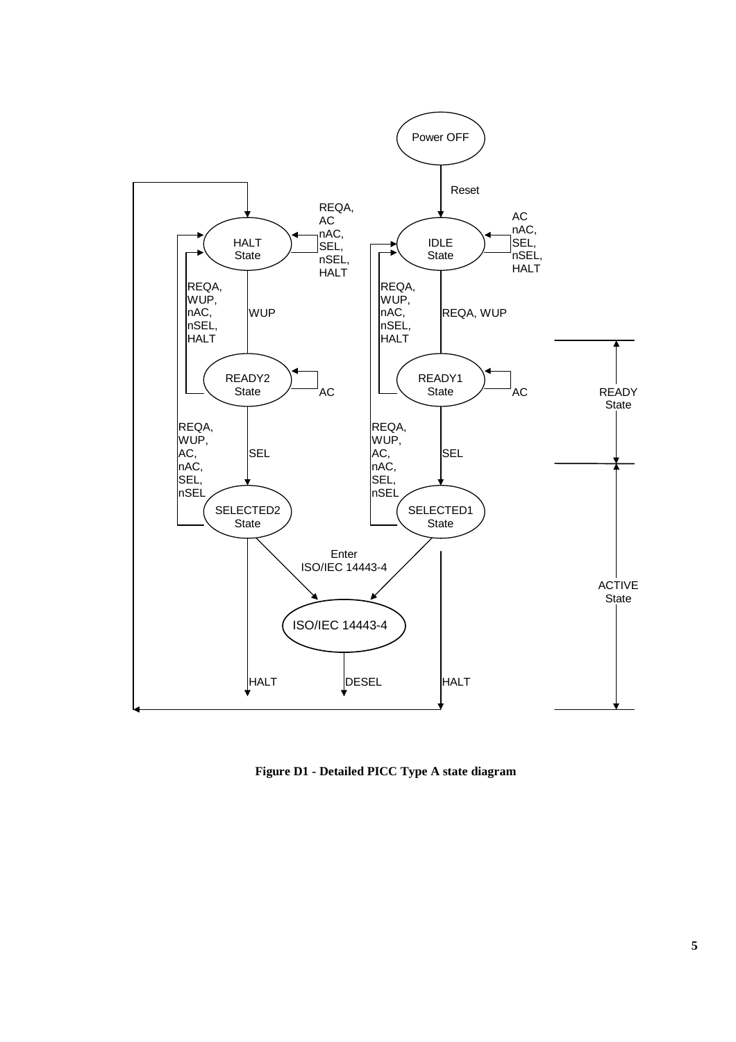**Figure D1 - Detailed PICC Type A state diagram**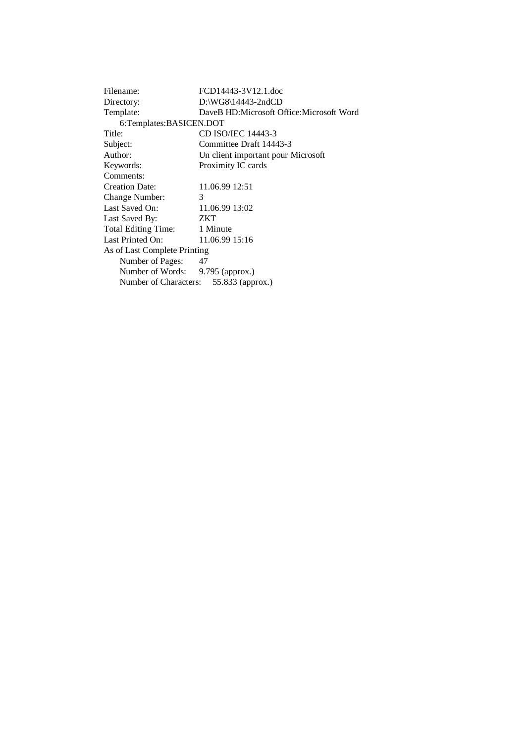Filename: FCD14443-3V12.1.doc
Directory: D:\WG8\14443-2ndCD
Template: DaveB HD:Microsoft Office:Microsoft Word 6:Templates:BASICEN.DOT
Title: CD ISO/IEC 14443-3
Subject: Committee Draft 14443-3
Author: Un client important pour Microsoft
Keywords: Proximity IC cards
Comments:
Creation Date: 11.06.99 12:51
Change Number: 3
Last Saved On: 11.06.99 13:02
Last Saved By: ZKT
Total Editing Time: 1 Minute
Last Printed On: 11.06.99 15:16
As of Last Complete Printing
Number of Pages: 47
Number of Words: 9.795 (approx.)
Number of Characters: 55.833 (approx.)